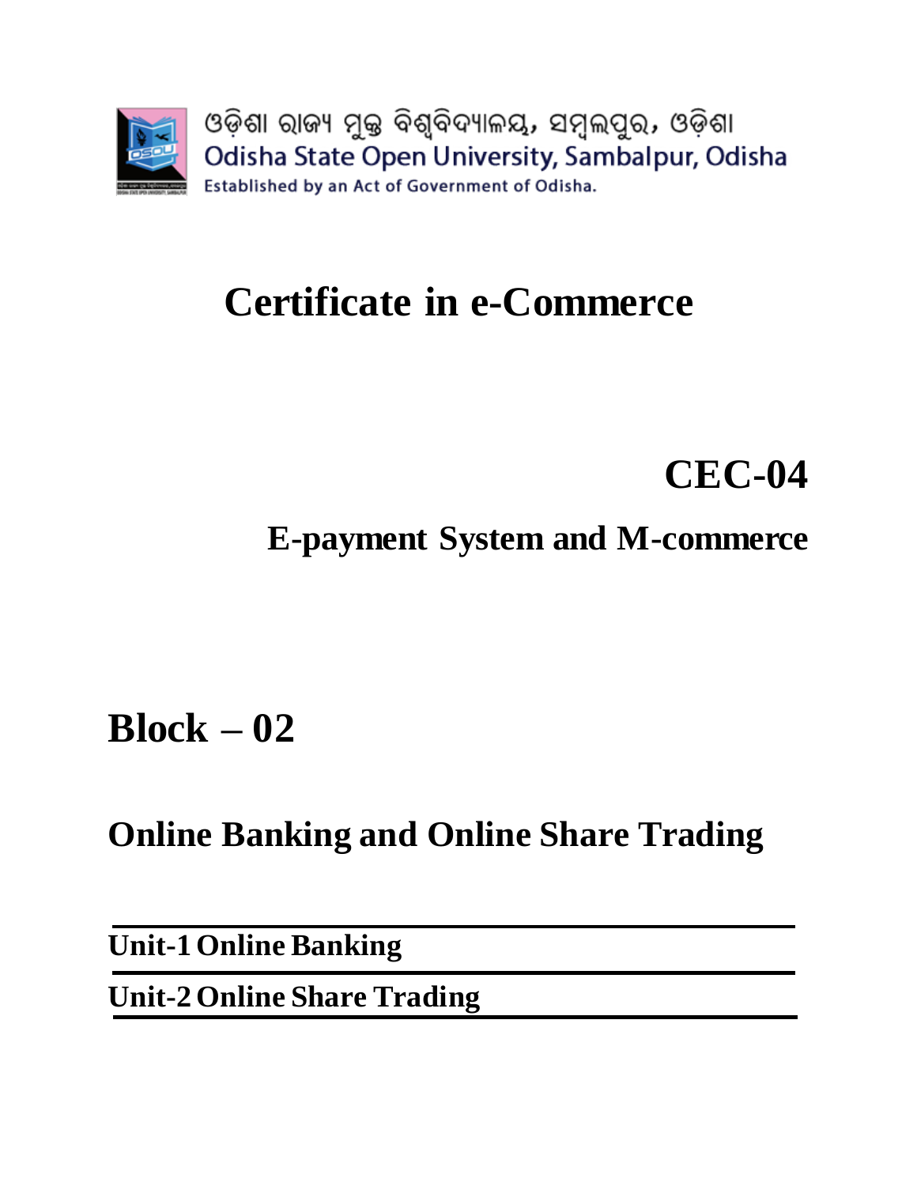ଓଡ଼ିଶା ରାଜ୍ୟ ମୁକ୍ତ ବିଶ୍ୱବିଦ୍ୟାଳୟ, ସମ୍ବଲପୁର, ଓଡ଼ିଶା

Odisha State Open University, Sambalpur, Odisha

Established by an Act of Government of Odisha.

# Certificate in e-Commerce

## CEC-04

## E-payment System and M-commerce

# Block – 02

## Online Banking and Online Share Trading

**Unit-1 Online Banking**

**Unit-2 Online Share Trading**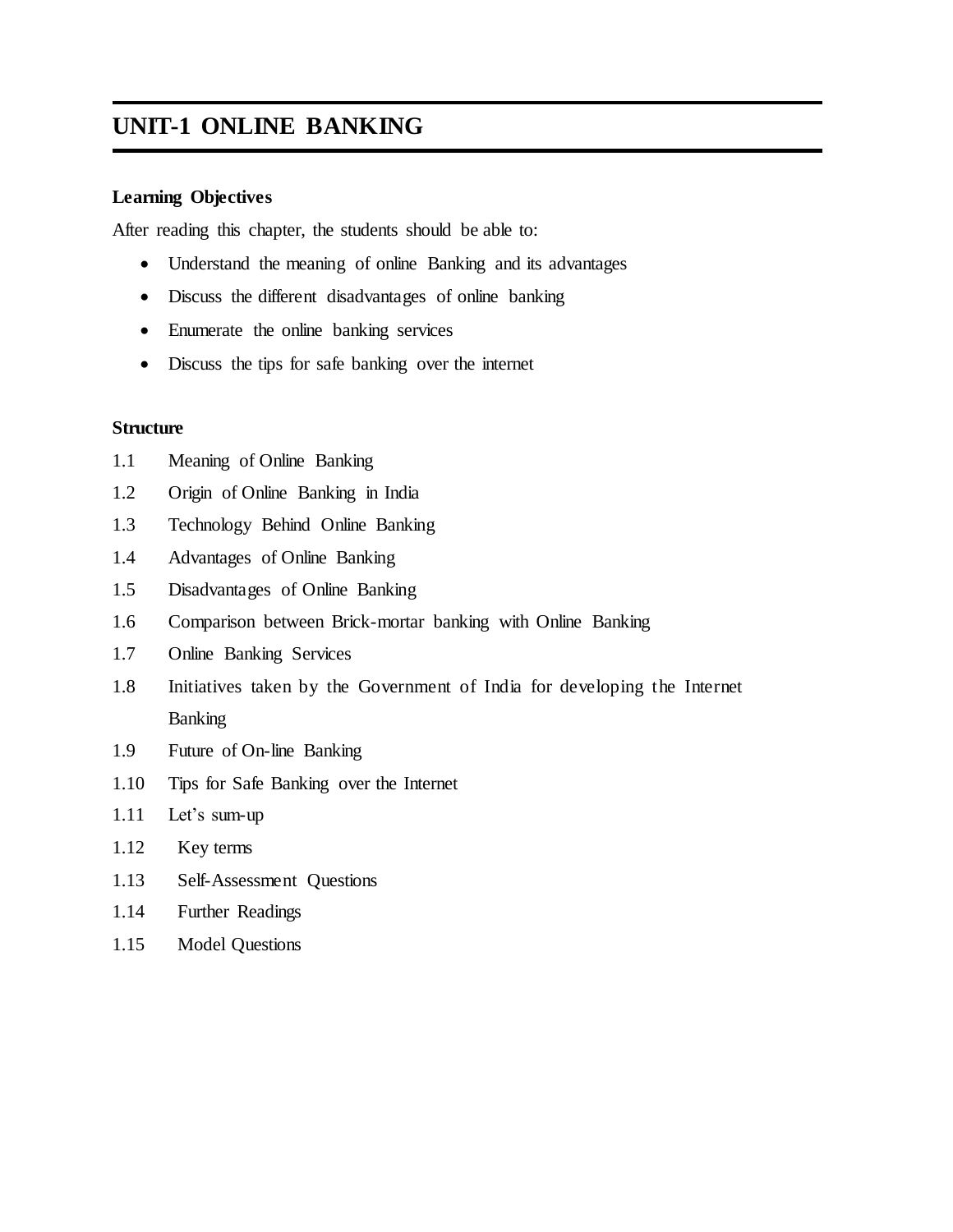# UNIT-1 ONLINE BANKING

**Learning Objectives**

After reading this chapter, the students should be able to:

- Understand the meaning of online Banking and its advantages
- Discuss the different disadvantages of online banking
- Enumerate the online banking services
- Discuss the tips for safe banking over the internet

**Structure**

1.1 Meaning of Online Banking

1.2 Origin of Online Banking in India

1.3 Technology Behind Online Banking

1.4 Advantages of Online Banking

1.5 Disadvantages of Online Banking

1.6 Comparison between Brick-mortar banking with Online Banking

1.7 Online Banking Services

1.8 Initiatives taken by the Government of India for developing the Internet Banking

1.9 Future of On-line Banking

1.10 Tips for Safe Banking over the Internet

1.11 Let's sum-up

1.12 Key terms

1.13 Self-Assessment Questions

1.14 Further Readings

1.15 Model Questions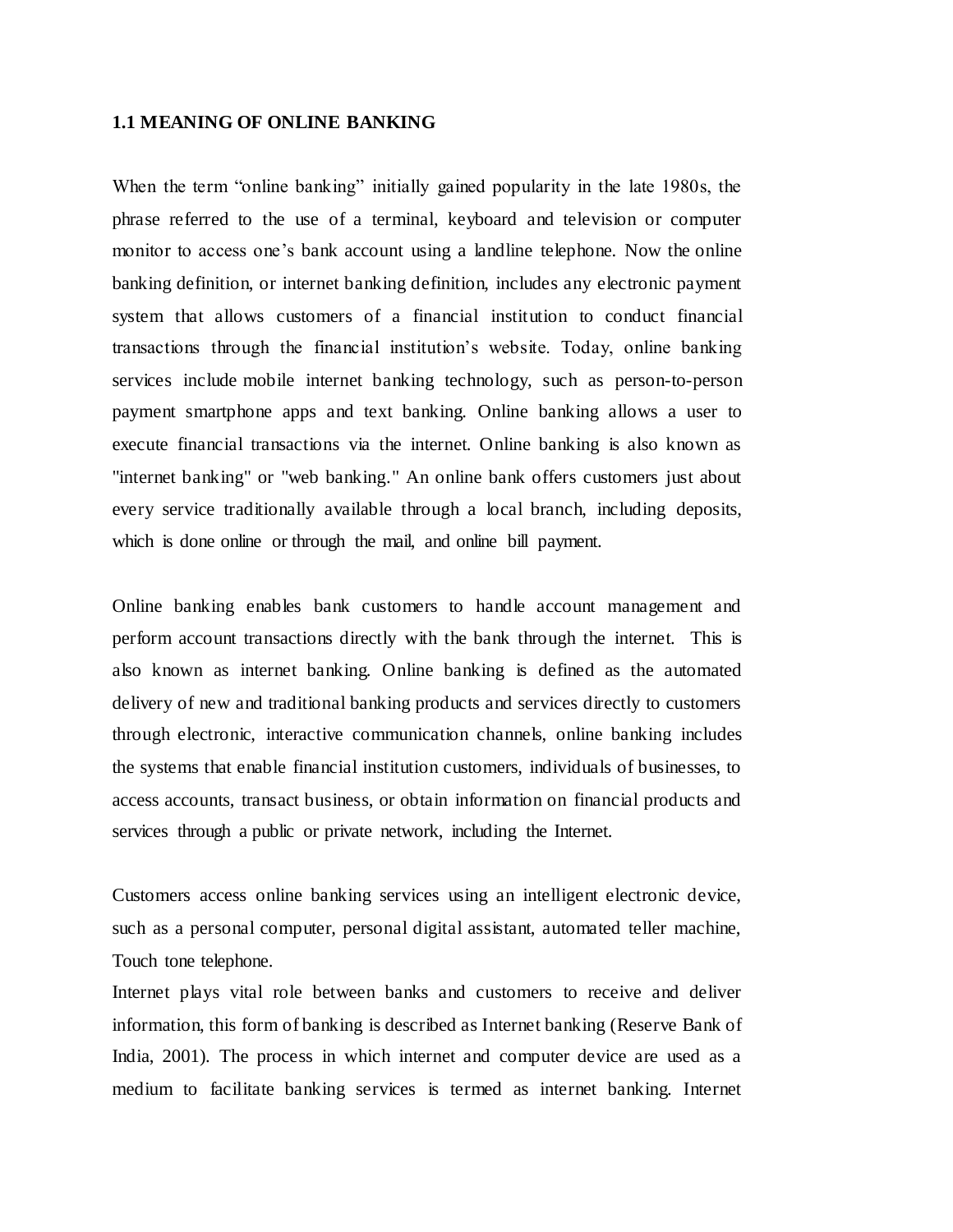## 1.1 MEANING OF ONLINE BANKING

When the term "online banking" initially gained popularity in the late 1980s, the phrase referred to the use of a terminal, keyboard and television or computer monitor to access one's bank account using a landline telephone. Now the online banking definition, or internet banking definition, includes any electronic payment system that allows customers of a financial institution to conduct financial transactions through the financial institution's website. Today, online banking services include mobile internet banking technology, such as person-to-person payment smartphone apps and text banking. Online banking allows a user to execute financial transactions via the internet. Online banking is also known as "internet banking" or "web banking." An online bank offers customers just about every service traditionally available through a local branch, including deposits, which is done online or through the mail, and online bill payment.

Online banking enables bank customers to handle account management and perform account transactions directly with the bank through the internet. This is also known as internet banking. Online banking is defined as the automated delivery of new and traditional banking products and services directly to customers through electronic, interactive communication channels, online banking includes the systems that enable financial institution customers, individuals of businesses, to access accounts, transact business, or obtain information on financial products and services through a public or private network, including the Internet.

Customers access online banking services using an intelligent electronic device, such as a personal computer, personal digital assistant, automated teller machine, Touch tone telephone.

Internet plays vital role between banks and customers to receive and deliver information, this form of banking is described as Internet banking (Reserve Bank of India, 2001). The process in which internet and computer device are used as a medium to facilitate banking services is termed as internet banking. Internet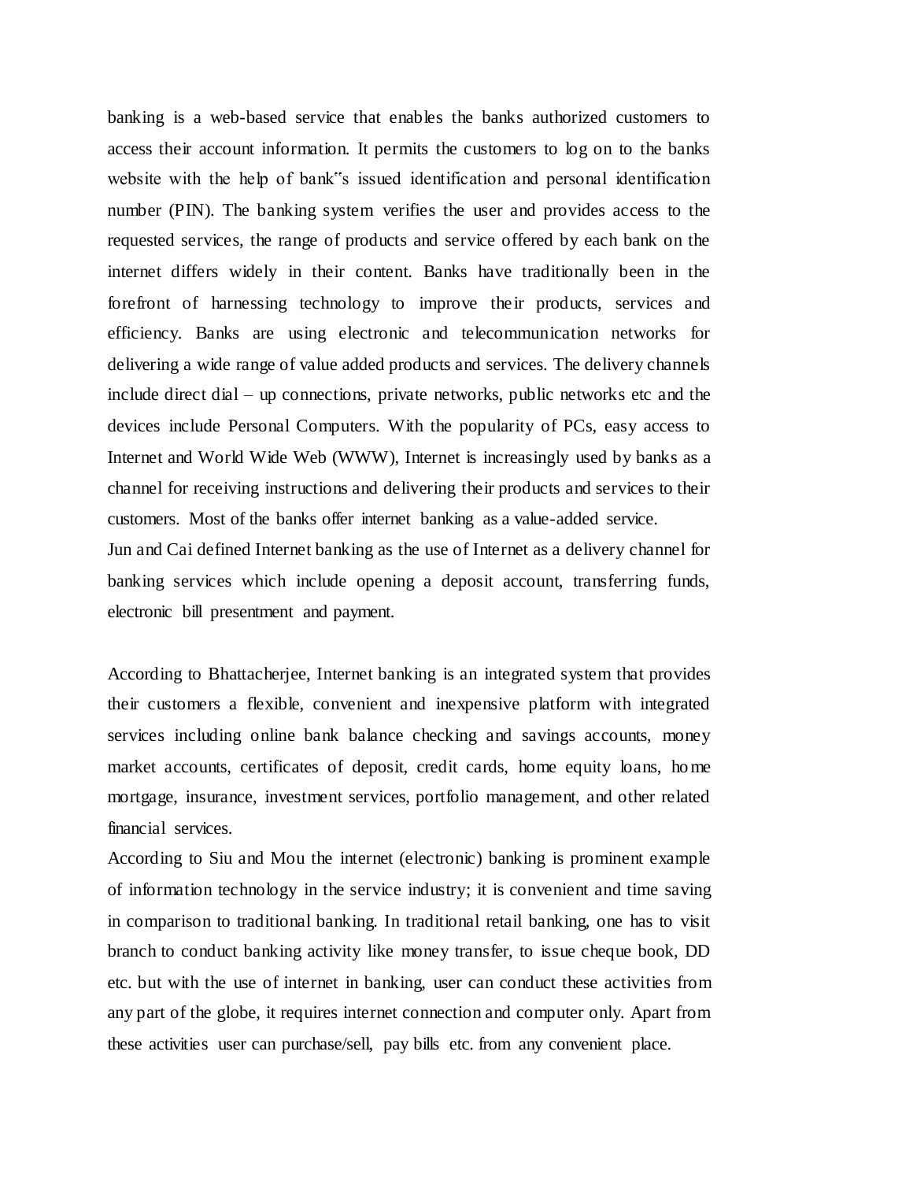banking is a web-based service that enables the banks authorized customers to access their account information. It permits the customers to log on to the banks website with the help of bank‟s issued identification and personal identification number (PIN). The banking system verifies the user and provides access to the requested services, the range of products and service offered by each bank on the internet differs widely in their content. Banks have traditionally been in the forefront of harnessing technology to improve their products, services and efficiency. Banks are using electronic and telecommunication networks for delivering a wide range of value added products and services. The delivery channels include direct dial – up connections, private networks, public networks etc and the devices include Personal Computers. With the popularity of PCs, easy access to Internet and World Wide Web (WWW), Internet is increasingly used by banks as a channel for receiving instructions and delivering their products and services to their customers. Most of the banks offer internet banking as a value-added service.

Jun and Cai defined Internet banking as the use of Internet as a delivery channel for banking services which include opening a deposit account, transferring funds, electronic bill presentment and payment.

According to Bhattacherjee, Internet banking is an integrated system that provides their customers a flexible, convenient and inexpensive platform with integrated services including online bank balance checking and savings accounts, money market accounts, certificates of deposit, credit cards, home equity loans, home mortgage, insurance, investment services, portfolio management, and other related financial services.

According to Siu and Mou the internet (electronic) banking is prominent example of information technology in the service industry; it is convenient and time saving in comparison to traditional banking. In traditional retail banking, one has to visit branch to conduct banking activity like money transfer, to issue cheque book, DD etc. but with the use of internet in banking, user can conduct these activities from any part of the globe, it requires internet connection and computer only. Apart from these activities user can purchase/sell, pay bills etc. from any convenient place.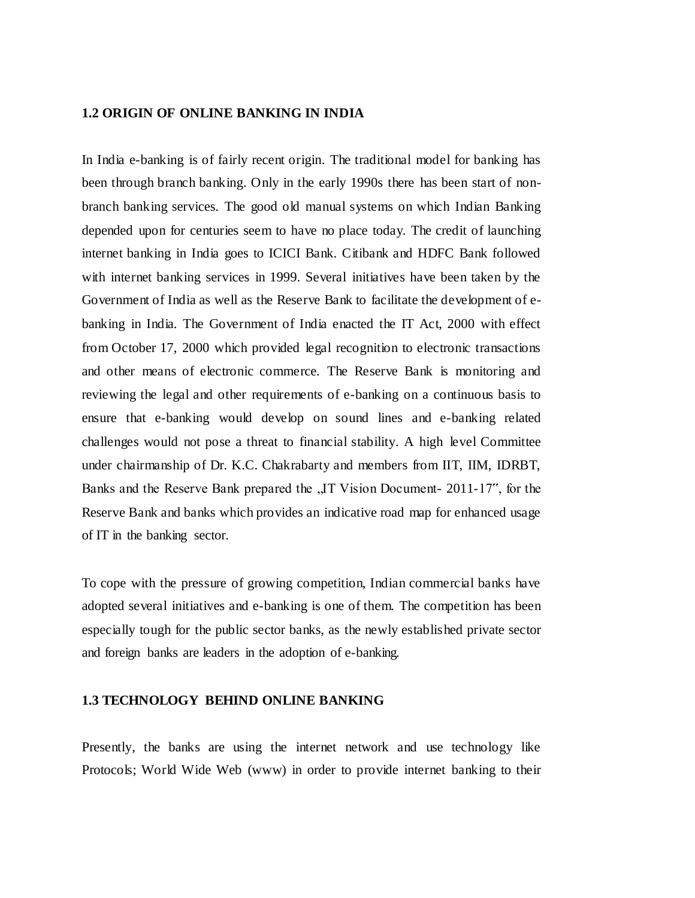## 1.2 ORIGIN OF ONLINE BANKING IN INDIA

In India e-banking is of fairly recent origin. The traditional model for banking has been through branch banking. Only in the early 1990s there has been start of non-branch banking services. The good old manual systems on which Indian Banking depended upon for centuries seem to have no place today. The credit of launching internet banking in India goes to ICICI Bank. Citibank and HDFC Bank followed with internet banking services in 1999. Several initiatives have been taken by the Government of India as well as the Reserve Bank to facilitate the development of e-banking in India. The Government of India enacted the IT Act, 2000 with effect from October 17, 2000 which provided legal recognition to electronic transactions and other means of electronic commerce. The Reserve Bank is monitoring and reviewing the legal and other requirements of e-banking on a continuous basis to ensure that e-banking would develop on sound lines and e-banking related challenges would not pose a threat to financial stability. A high level Committee under chairmanship of Dr. K.C. Chakrabarty and members from IIT, IIM, IDRBT, Banks and the Reserve Bank prepared the „IT Vision Document- 2011-17‟, for the Reserve Bank and banks which provides an indicative road map for enhanced usage of IT in the banking sector.

To cope with the pressure of growing competition, Indian commercial banks have adopted several initiatives and e-banking is one of them. The competition has been especially tough for the public sector banks, as the newly established private sector and foreign banks are leaders in the adoption of e-banking.

## 1.3 TECHNOLOGY BEHIND ONLINE BANKING

Presently, the banks are using the internet network and use technology like Protocols; World Wide Web (www) in order to provide internet banking to their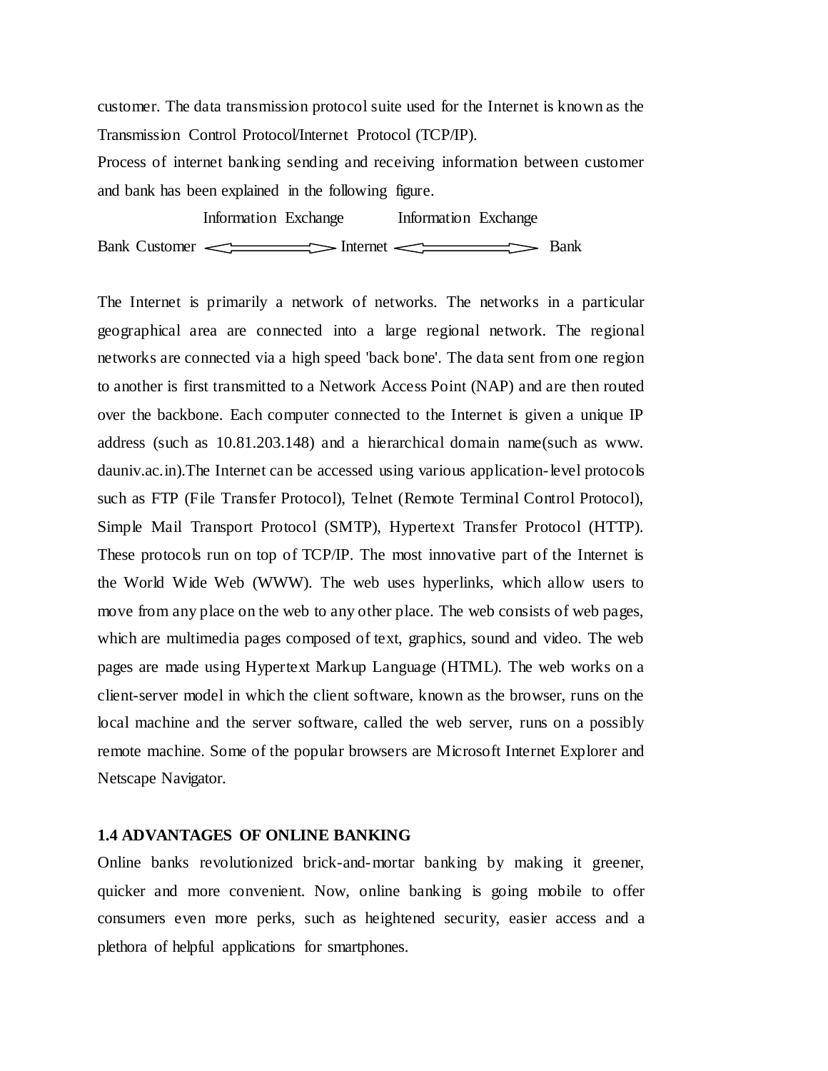customer. The data transmission protocol suite used for the Internet is known as the Transmission Control Protocol/Internet Protocol (TCP/IP).

Process of internet banking sending and receiving information between customer and bank has been explained in the following figure.

Information Exchange          Information Exchange

Bank Customer <====> Internet <====> Bank

The Internet is primarily a network of networks. The networks in a particular geographical area are connected into a large regional network. The regional networks are connected via a high speed 'back bone'. The data sent from one region to another is first transmitted to a Network Access Point (NAP) and are then routed over the backbone. Each computer connected to the Internet is given a unique IP address (such as 10.81.203.148) and a hierarchical domain name(such as www. dauniv.ac.in).The Internet can be accessed using various application-level protocols such as FTP (File Transfer Protocol), Telnet (Remote Terminal Control Protocol), Simple Mail Transport Protocol (SMTP), Hypertext Transfer Protocol (HTTP). These protocols run on top of TCP/IP. The most innovative part of the Internet is the World Wide Web (WWW). The web uses hyperlinks, which allow users to move from any place on the web to any other place. The web consists of web pages, which are multimedia pages composed of text, graphics, sound and video. The web pages are made using Hypertext Markup Language (HTML). The web works on a client-server model in which the client software, known as the browser, runs on the local machine and the server software, called the web server, runs on a possibly remote machine. Some of the popular browsers are Microsoft Internet Explorer and Netscape Navigator.

## 1.4 ADVANTAGES OF ONLINE BANKING

Online banks revolutionized brick-and-mortar banking by making it greener, quicker and more convenient. Now, online banking is going mobile to offer consumers even more perks, such as heightened security, easier access and a plethora of helpful applications for smartphones.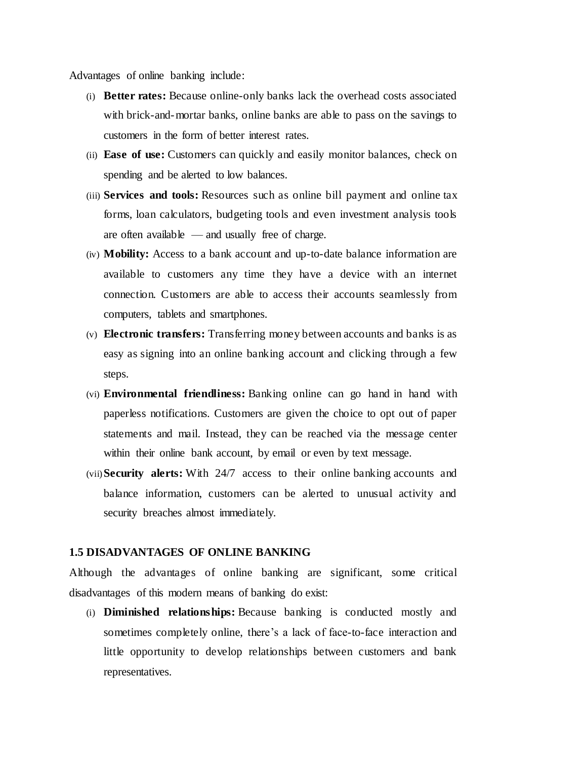Advantages of online banking include:

(i) **Better rates:** Because online-only banks lack the overhead costs associated with brick-and-mortar banks, online banks are able to pass on the savings to customers in the form of better interest rates.

(ii) **Ease of use:** Customers can quickly and easily monitor balances, check on spending and be alerted to low balances.

(iii) **Services and tools:** Resources such as online bill payment and online tax forms, loan calculators, budgeting tools and even investment analysis tools are often available — and usually free of charge.

(iv) **Mobility:** Access to a bank account and up-to-date balance information are available to customers any time they have a device with an internet connection. Customers are able to access their accounts seamlessly from computers, tablets and smartphones.

(v) **Electronic transfers:** Transferring money between accounts and banks is as easy as signing into an online banking account and clicking through a few steps.

(vi) **Environmental friendliness:** Banking online can go hand in hand with paperless notifications. Customers are given the choice to opt out of paper statements and mail. Instead, they can be reached via the message center within their online bank account, by email or even by text message.

(vii) **Security alerts:** With 24/7 access to their online banking accounts and balance information, customers can be alerted to unusual activity and security breaches almost immediately.

### 1.5 DISADVANTAGES OF ONLINE BANKING

Although the advantages of online banking are significant, some critical disadvantages of this modern means of banking do exist:

(i) **Diminished relationships:** Because banking is conducted mostly and sometimes completely online, there's a lack of face-to-face interaction and little opportunity to develop relationships between customers and bank representatives.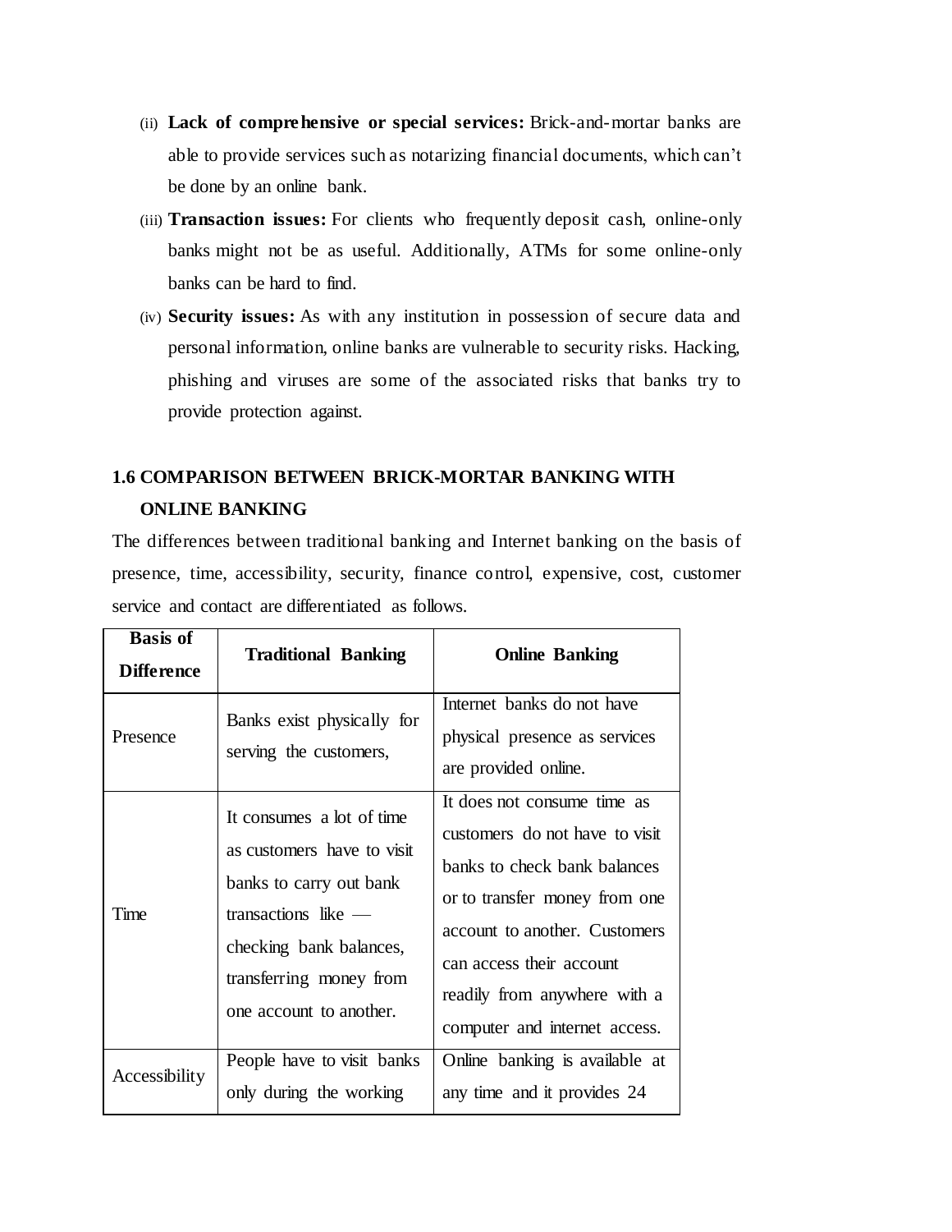(ii) **Lack of comprehensive or special services:** Brick-and-mortar banks are able to provide services such as notarizing financial documents, which can't be done by an online bank.

(iii) **Transaction issues:** For clients who frequently deposit cash, online-only banks might not be as useful. Additionally, ATMs for some online-only banks can be hard to find.

(iv) **Security issues:** As with any institution in possession of secure data and personal information, online banks are vulnerable to security risks. Hacking, phishing and viruses are some of the associated risks that banks try to provide protection against.

## 1.6 COMPARISON BETWEEN BRICK-MORTAR BANKING WITH ONLINE BANKING

The differences between traditional banking and Internet banking on the basis of presence, time, accessibility, security, finance control, expensive, cost, customer service and contact are differentiated as follows.

| Basis of Difference | Traditional Banking | Online Banking |
|---|---|---|
| Presence | Banks exist physically for serving the customers, | Internet banks do not have physical presence as services are provided online. |
| Time | It consumes a lot of time as customers have to visit banks to carry out bank transactions like — checking bank balances, transferring money from one account to another. | It does not consume time as customers do not have to visit banks to check bank balances or to transfer money from one account to another. Customers can access their account readily from anywhere with a computer and internet access. |
| Accessibility | People have to visit banks only during the working | Online banking is available at any time and it provides 24 |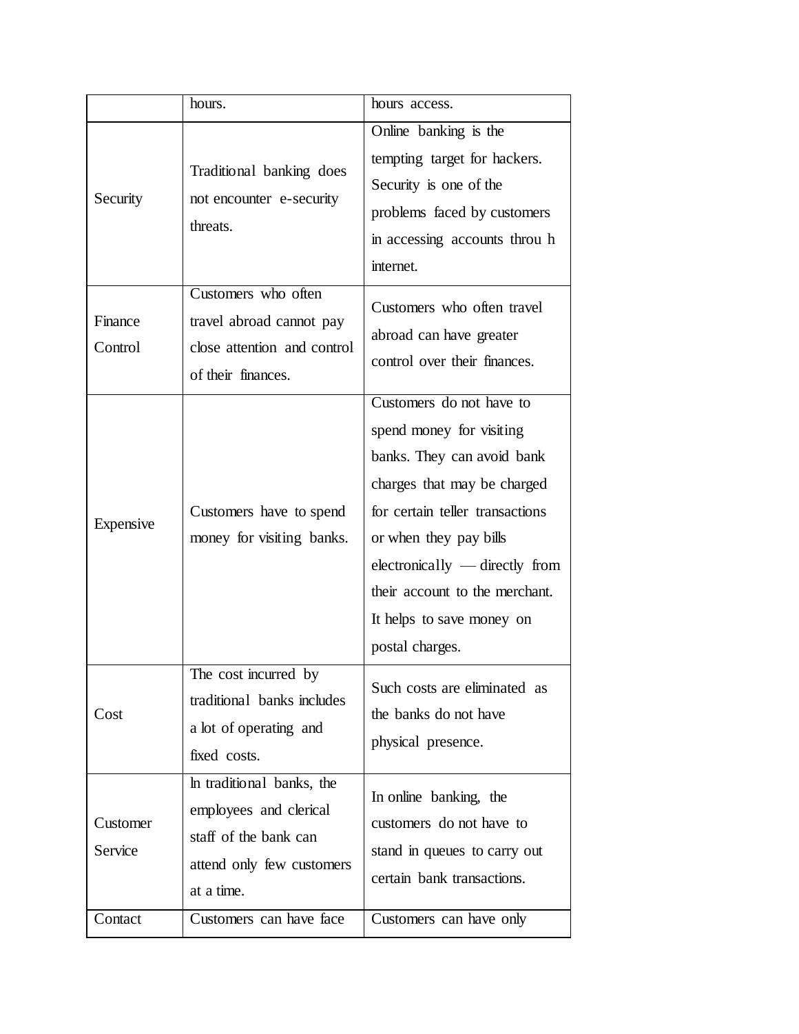| | | |
|---|---|---|
| | hours. | hours access. |
| Security | Traditional banking does not encounter e-security threats. | Online banking is the tempting target for hackers. Security is one of the problems faced by customers in accessing accounts throu h internet. |
| Finance Control | Customers who often travel abroad cannot pay close attention and control of their finances. | Customers who often travel abroad can have greater control over their finances. |
| Expensive | Customers have to spend money for visiting banks. | Customers do not have to spend money for visiting banks. They can avoid bank charges that may be charged for certain teller transactions or when they pay bills electronically — directly from their account to the merchant. It helps to save money on postal charges. |
| Cost | The cost incurred by traditional banks includes a lot of operating and fixed costs. | Such costs are eliminated as the banks do not have physical presence. |
| Customer Service | ln traditional banks, the employees and clerical staff of the bank can attend only few customers at a time. | In online banking, the customers do not have to stand in queues to carry out certain bank transactions. |
| Contact | Customers can have face | Customers can have only |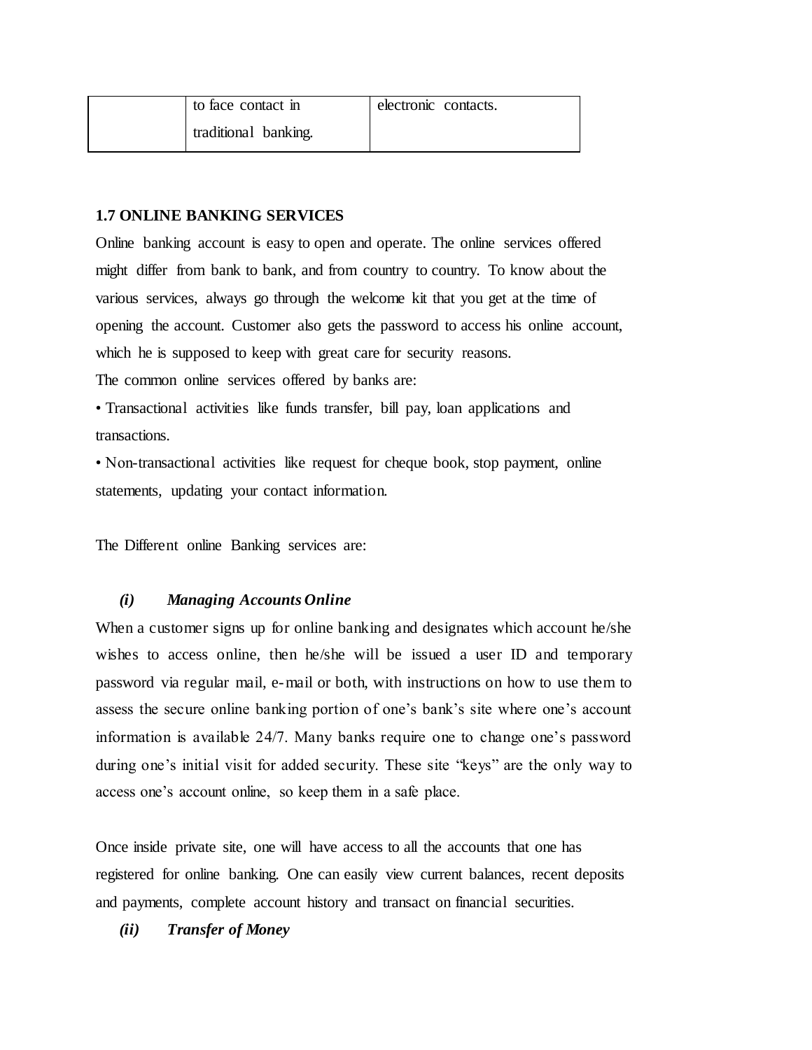|  | to face contact in traditional banking. | electronic contacts. |
|---|---|---|

**1.7 ONLINE BANKING SERVICES**

Online banking account is easy to open and operate. The online services offered might differ from bank to bank, and from country to country. To know about the various services, always go through the welcome kit that you get at the time of opening the account. Customer also gets the password to access his online account, which he is supposed to keep with great care for security reasons.

The common online services offered by banks are:

• Transactional activities like funds transfer, bill pay, loan applications and transactions.

• Non-transactional activities like request for cheque book, stop payment, online statements, updating your contact information.

The Different online Banking services are:

***(i) Managing Accounts Online***

When a customer signs up for online banking and designates which account he/she wishes to access online, then he/she will be issued a user ID and temporary password via regular mail, e-mail or both, with instructions on how to use them to assess the secure online banking portion of one's bank's site where one's account information is available 24/7. Many banks require one to change one's password during one's initial visit for added security. These site "keys" are the only way to access one's account online, so keep them in a safe place.

Once inside private site, one will have access to all the accounts that one has registered for online banking. One can easily view current balances, recent deposits and payments, complete account history and transact on financial securities.

***(ii) Transfer of Money***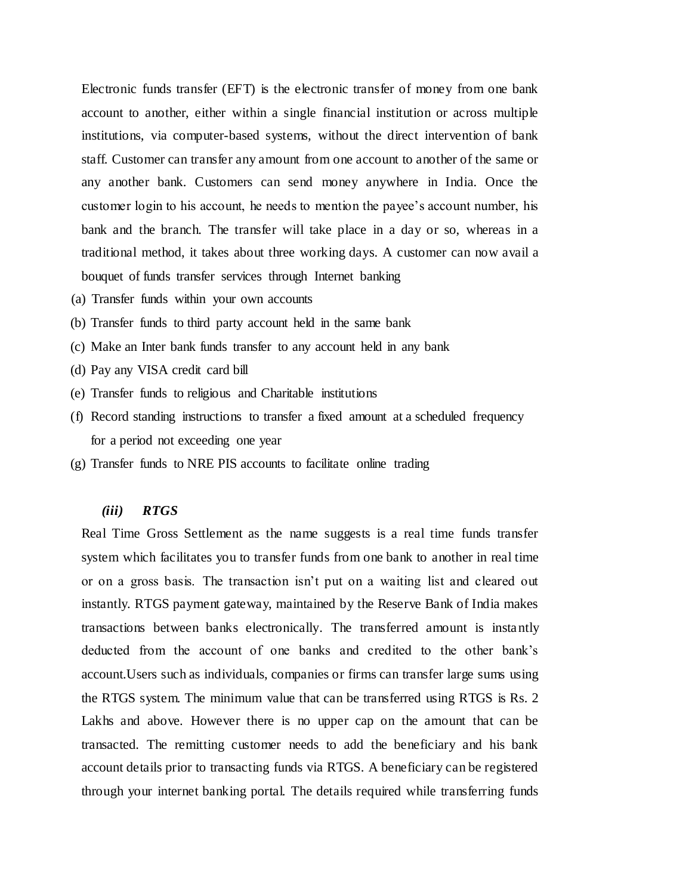Electronic funds transfer (EFT) is the electronic transfer of money from one bank account to another, either within a single financial institution or across multiple institutions, via computer-based systems, without the direct intervention of bank staff. Customer can transfer any amount from one account to another of the same or any another bank. Customers can send money anywhere in India. Once the customer login to his account, he needs to mention the payee's account number, his bank and the branch. The transfer will take place in a day or so, whereas in a traditional method, it takes about three working days. A customer can now avail a bouquet of funds transfer services through Internet banking

(a) Transfer funds within your own accounts
(b) Transfer funds to third party account held in the same bank
(c) Make an Inter bank funds transfer to any account held in any bank
(d) Pay any VISA credit card bill
(e) Transfer funds to religious and Charitable institutions
(f) Record standing instructions to transfer a fixed amount at a scheduled frequency for a period not exceeding one year
(g) Transfer funds to NRE PIS accounts to facilitate online trading

***(iii) RTGS***

Real Time Gross Settlement as the name suggests is a real time funds transfer system which facilitates you to transfer funds from one bank to another in real time or on a gross basis. The transaction isn't put on a waiting list and cleared out instantly. RTGS payment gateway, maintained by the Reserve Bank of India makes transactions between banks electronically. The transferred amount is instantly deducted from the account of one banks and credited to the other bank's account.Users such as individuals, companies or firms can transfer large sums using the RTGS system. The minimum value that can be transferred using RTGS is Rs. 2 Lakhs and above. However there is no upper cap on the amount that can be transacted. The remitting customer needs to add the beneficiary and his bank account details prior to transacting funds via RTGS. A beneficiary can be registered through your internet banking portal. The details required while transferring funds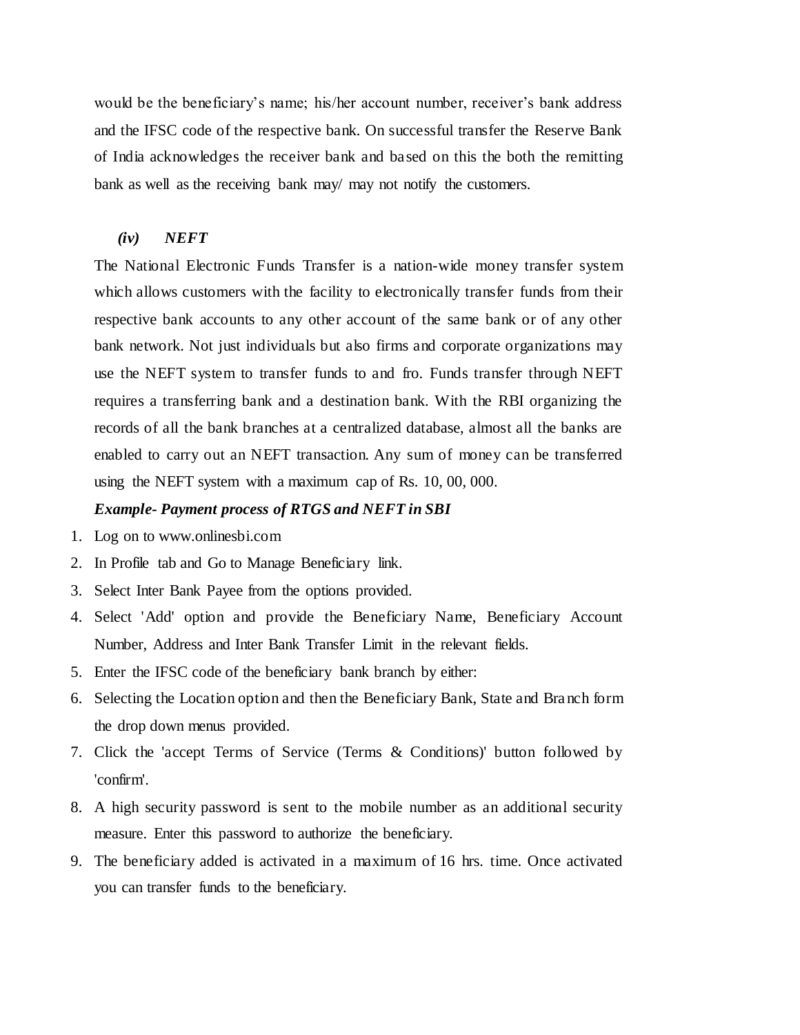would be the beneficiary's name; his/her account number, receiver's bank address and the IFSC code of the respective bank. On successful transfer the Reserve Bank of India acknowledges the receiver bank and based on this the both the remitting bank as well as the receiving bank may/ may not notify the customers.

### *(iv) NEFT*

The National Electronic Funds Transfer is a nation-wide money transfer system which allows customers with the facility to electronically transfer funds from their respective bank accounts to any other account of the same bank or of any other bank network. Not just individuals but also firms and corporate organizations may use the NEFT system to transfer funds to and fro. Funds transfer through NEFT requires a transferring bank and a destination bank. With the RBI organizing the records of all the bank branches at a centralized database, almost all the banks are enabled to carry out an NEFT transaction. Any sum of money can be transferred using the NEFT system with a maximum cap of Rs. 10, 00, 000.

***Example- Payment process of RTGS and NEFT in SBI***

1. Log on to www.onlinesbi.com
2. In Profile tab and Go to Manage Beneficiary link.
3. Select Inter Bank Payee from the options provided.
4. Select 'Add' option and provide the Beneficiary Name, Beneficiary Account Number, Address and Inter Bank Transfer Limit in the relevant fields.
5. Enter the IFSC code of the beneficiary bank branch by either:
6. Selecting the Location option and then the Beneficiary Bank, State and Branch form the drop down menus provided.
7. Click the 'accept Terms of Service (Terms & Conditions)' button followed by 'confirm'.
8. A high security password is sent to the mobile number as an additional security measure. Enter this password to authorize the beneficiary.
9. The beneficiary added is activated in a maximum of 16 hrs. time. Once activated you can transfer funds to the beneficiary.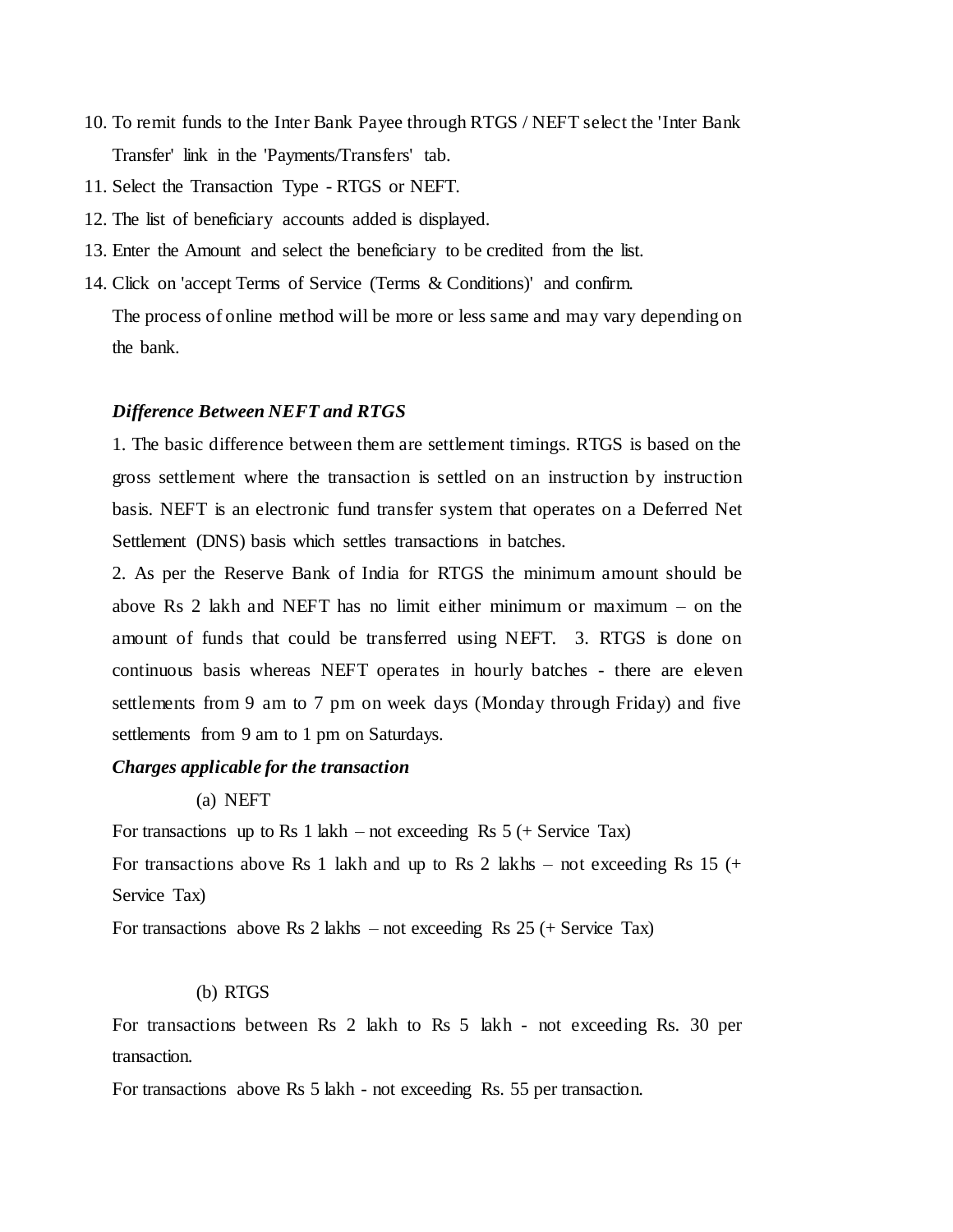10. To remit funds to the Inter Bank Payee through RTGS / NEFT select the 'Inter Bank Transfer' link in the 'Payments/Transfers' tab.
11. Select the Transaction Type - RTGS or NEFT.
12. The list of beneficiary accounts added is displayed.
13. Enter the Amount and select the beneficiary to be credited from the list.
14. Click on 'accept Terms of Service (Terms & Conditions)' and confirm.

    The process of online method will be more or less same and may vary depending on the bank.

***Difference Between NEFT and RTGS***

1. The basic difference between them are settlement timings. RTGS is based on the gross settlement where the transaction is settled on an instruction by instruction basis. NEFT is an electronic fund transfer system that operates on a Deferred Net Settlement (DNS) basis which settles transactions in batches.

2. As per the Reserve Bank of India for RTGS the minimum amount should be above Rs 2 lakh and NEFT has no limit either minimum or maximum – on the amount of funds that could be transferred using NEFT. 3. RTGS is done on continuous basis whereas NEFT operates in hourly batches - there are eleven settlements from 9 am to 7 pm on week days (Monday through Friday) and five settlements from 9 am to 1 pm on Saturdays.

***Charges applicable for the transaction***

(a) NEFT

For transactions up to Rs 1 lakh – not exceeding Rs 5 (+ Service Tax)

For transactions above Rs 1 lakh and up to Rs 2 lakhs – not exceeding Rs 15 (+ Service Tax)

For transactions above Rs 2 lakhs – not exceeding Rs 25 (+ Service Tax)

(b) RTGS

For transactions between Rs 2 lakh to Rs 5 lakh - not exceeding Rs. 30 per transaction.

For transactions above Rs 5 lakh - not exceeding Rs. 55 per transaction.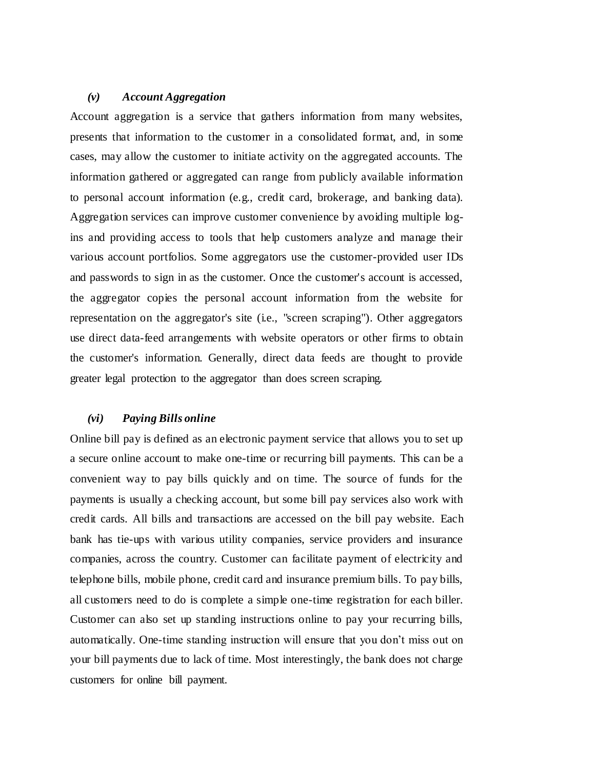### *(v) Account Aggregation*

Account aggregation is a service that gathers information from many websites, presents that information to the customer in a consolidated format, and, in some cases, may allow the customer to initiate activity on the aggregated accounts. The information gathered or aggregated can range from publicly available information to personal account information (e.g., credit card, brokerage, and banking data). Aggregation services can improve customer convenience by avoiding multiple log-ins and providing access to tools that help customers analyze and manage their various account portfolios. Some aggregators use the customer-provided user IDs and passwords to sign in as the customer. Once the customer's account is accessed, the aggregator copies the personal account information from the website for representation on the aggregator's site (i.e., "screen scraping"). Other aggregators use direct data-feed arrangements with website operators or other firms to obtain the customer's information. Generally, direct data feeds are thought to provide greater legal protection to the aggregator than does screen scraping.

### *(vi) Paying Bills online*

Online bill pay is defined as an electronic payment service that allows you to set up a secure online account to make one-time or recurring bill payments. This can be a convenient way to pay bills quickly and on time. The source of funds for the payments is usually a checking account, but some bill pay services also work with credit cards. All bills and transactions are accessed on the bill pay website. Each bank has tie-ups with various utility companies, service providers and insurance companies, across the country. Customer can facilitate payment of electricity and telephone bills, mobile phone, credit card and insurance premium bills. To pay bills, all customers need to do is complete a simple one-time registration for each biller. Customer can also set up standing instructions online to pay your recurring bills, automatically. One-time standing instruction will ensure that you don't miss out on your bill payments due to lack of time. Most interestingly, the bank does not charge customers for online bill payment.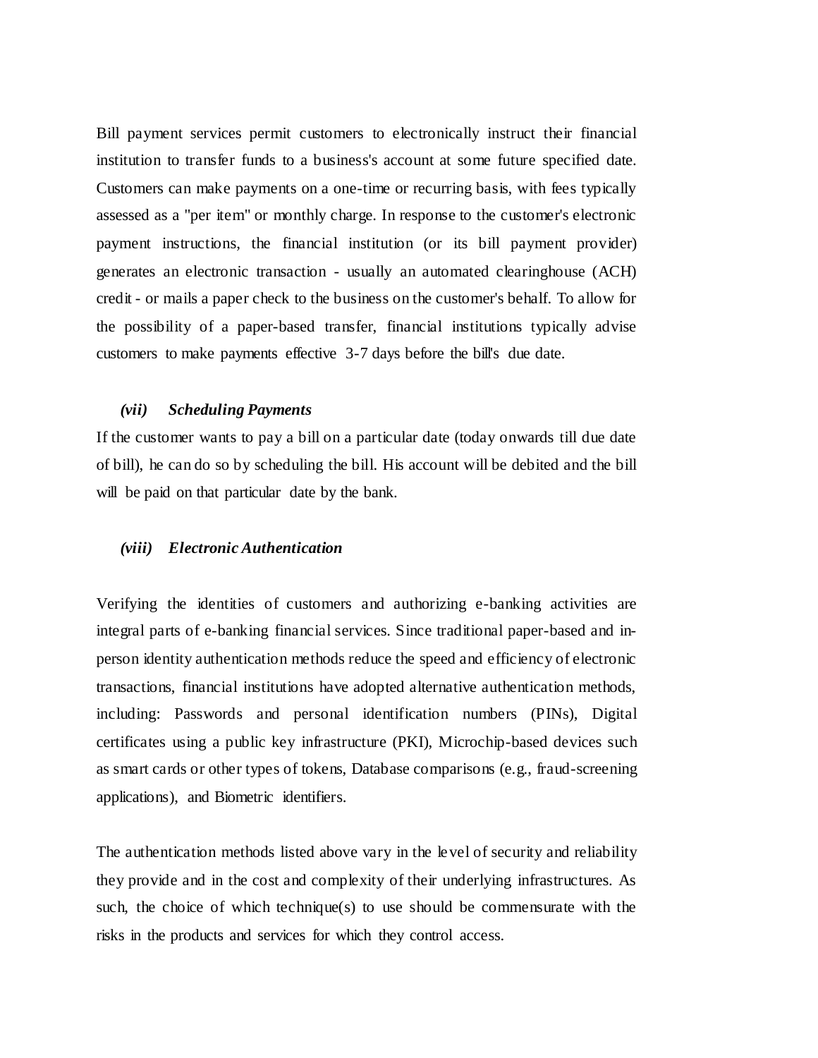Bill payment services permit customers to electronically instruct their financial institution to transfer funds to a business's account at some future specified date. Customers can make payments on a one-time or recurring basis, with fees typically assessed as a "per item" or monthly charge. In response to the customer's electronic payment instructions, the financial institution (or its bill payment provider) generates an electronic transaction - usually an automated clearinghouse (ACH) credit - or mails a paper check to the business on the customer's behalf. To allow for the possibility of a paper-based transfer, financial institutions typically advise customers to make payments effective 3-7 days before the bill's due date.

### *(vii) Scheduling Payments*

If the customer wants to pay a bill on a particular date (today onwards till due date of bill), he can do so by scheduling the bill. His account will be debited and the bill will be paid on that particular date by the bank.

### *(viii) Electronic Authentication*

Verifying the identities of customers and authorizing e-banking activities are integral parts of e-banking financial services. Since traditional paper-based and in-person identity authentication methods reduce the speed and efficiency of electronic transactions, financial institutions have adopted alternative authentication methods, including: Passwords and personal identification numbers (PINs), Digital certificates using a public key infrastructure (PKI), Microchip-based devices such as smart cards or other types of tokens, Database comparisons (e.g., fraud-screening applications), and Biometric identifiers.

The authentication methods listed above vary in the level of security and reliability they provide and in the cost and complexity of their underlying infrastructures. As such, the choice of which technique(s) to use should be commensurate with the risks in the products and services for which they control access.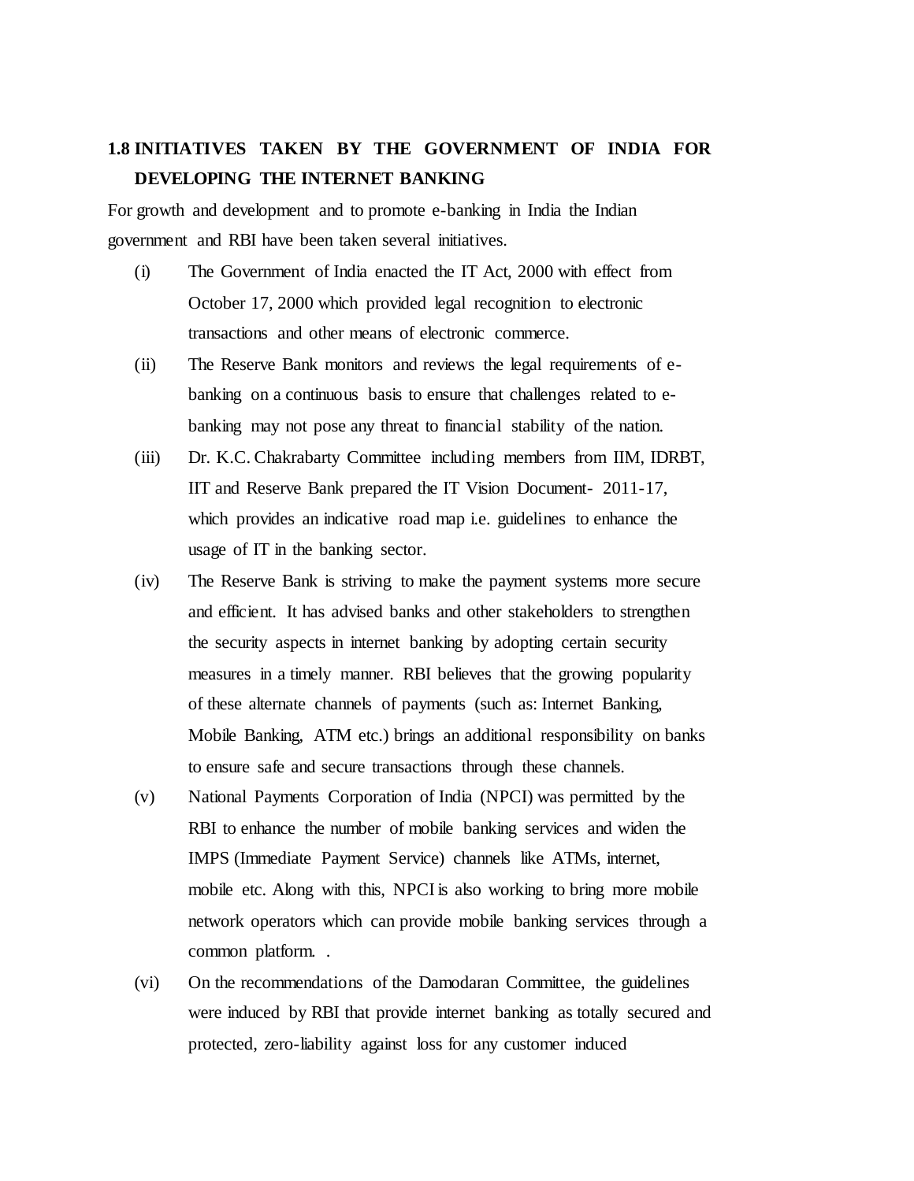## 1.8 INITIATIVES TAKEN BY THE GOVERNMENT OF INDIA FOR DEVELOPING THE INTERNET BANKING

For growth and development and to promote e-banking in India the Indian government and RBI have been taken several initiatives.

(i) The Government of India enacted the IT Act, 2000 with effect from October 17, 2000 which provided legal recognition to electronic transactions and other means of electronic commerce.

(ii) The Reserve Bank monitors and reviews the legal requirements of e-banking on a continuous basis to ensure that challenges related to e-banking may not pose any threat to financial stability of the nation.

(iii) Dr. K.C. Chakrabarty Committee including members from IIM, IDRBT, IIT and Reserve Bank prepared the IT Vision Document- 2011-17, which provides an indicative road map i.e. guidelines to enhance the usage of IT in the banking sector.

(iv) The Reserve Bank is striving to make the payment systems more secure and efficient. It has advised banks and other stakeholders to strengthen the security aspects in internet banking by adopting certain security measures in a timely manner. RBI believes that the growing popularity of these alternate channels of payments (such as: Internet Banking, Mobile Banking, ATM etc.) brings an additional responsibility on banks to ensure safe and secure transactions through these channels.

(v) National Payments Corporation of India (NPCI) was permitted by the RBI to enhance the number of mobile banking services and widen the IMPS (Immediate Payment Service) channels like ATMs, internet, mobile etc. Along with this, NPCI is also working to bring more mobile network operators which can provide mobile banking services through a common platform. .

(vi) On the recommendations of the Damodaran Committee, the guidelines were induced by RBI that provide internet banking as totally secured and protected, zero-liability against loss for any customer induced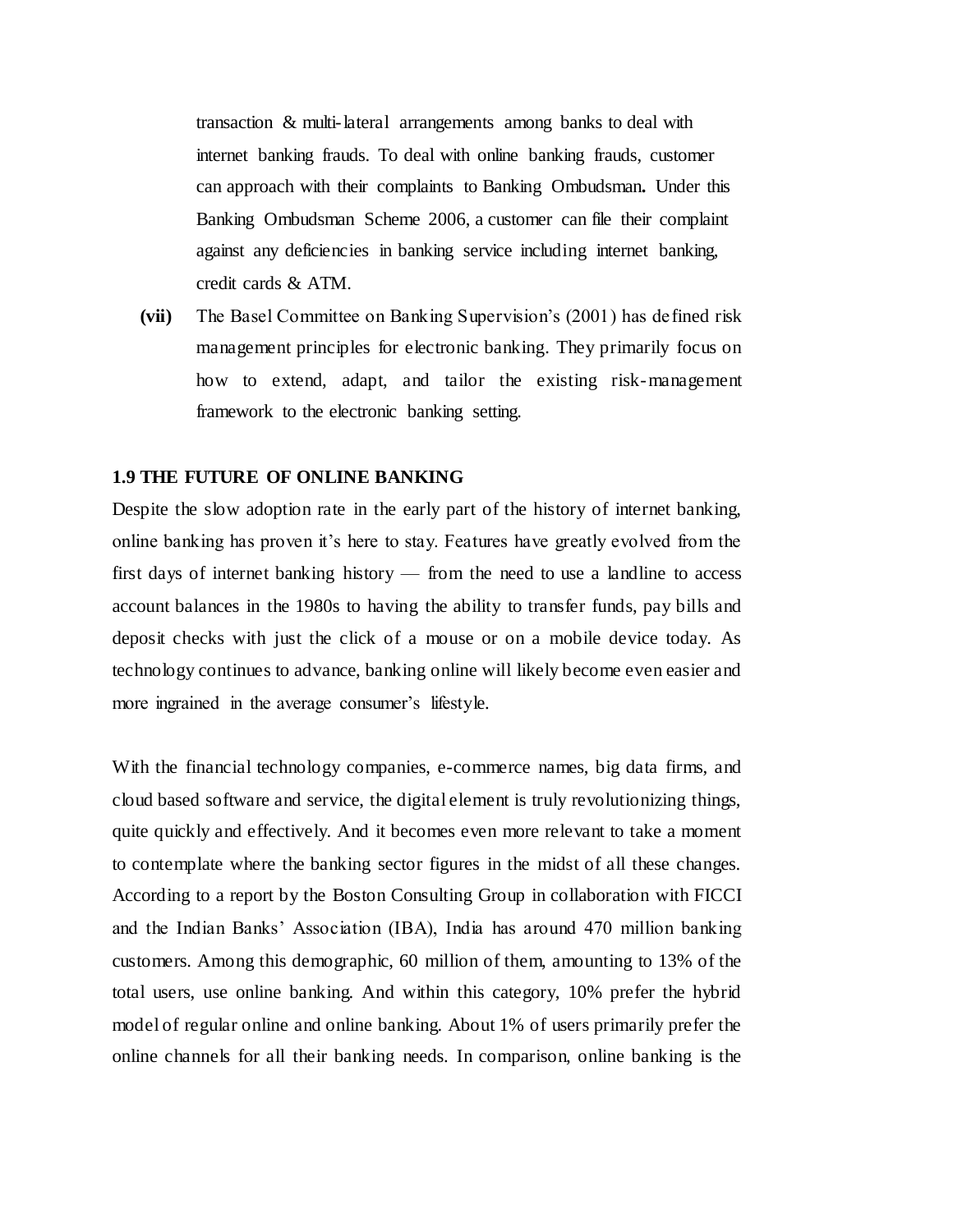transaction & multi-lateral arrangements among banks to deal with internet banking frauds. To deal with online banking frauds, customer can approach with their complaints to Banking Ombudsman**.** Under this Banking Ombudsman Scheme 2006, a customer can file their complaint against any deficiencies in banking service including internet banking, credit cards & ATM.

**(vii)** The Basel Committee on Banking Supervision's (2001) has defined risk management principles for electronic banking. They primarily focus on how to extend, adapt, and tailor the existing risk-management framework to the electronic banking setting.

### 1.9 THE FUTURE OF ONLINE BANKING

Despite the slow adoption rate in the early part of the history of internet banking, online banking has proven it's here to stay. Features have greatly evolved from the first days of internet banking history — from the need to use a landline to access account balances in the 1980s to having the ability to transfer funds, pay bills and deposit checks with just the click of a mouse or on a mobile device today. As technology continues to advance, banking online will likely become even easier and more ingrained in the average consumer's lifestyle.

With the financial technology companies, e-commerce names, big data firms, and cloud based software and service, the digital element is truly revolutionizing things, quite quickly and effectively. And it becomes even more relevant to take a moment to contemplate where the banking sector figures in the midst of all these changes. According to a report by the Boston Consulting Group in collaboration with FICCI and the Indian Banks' Association (IBA), India has around 470 million banking customers. Among this demographic, 60 million of them, amounting to 13% of the total users, use online banking. And within this category, 10% prefer the hybrid model of regular online and online banking. About 1% of users primarily prefer the online channels for all their banking needs. In comparison, online banking is the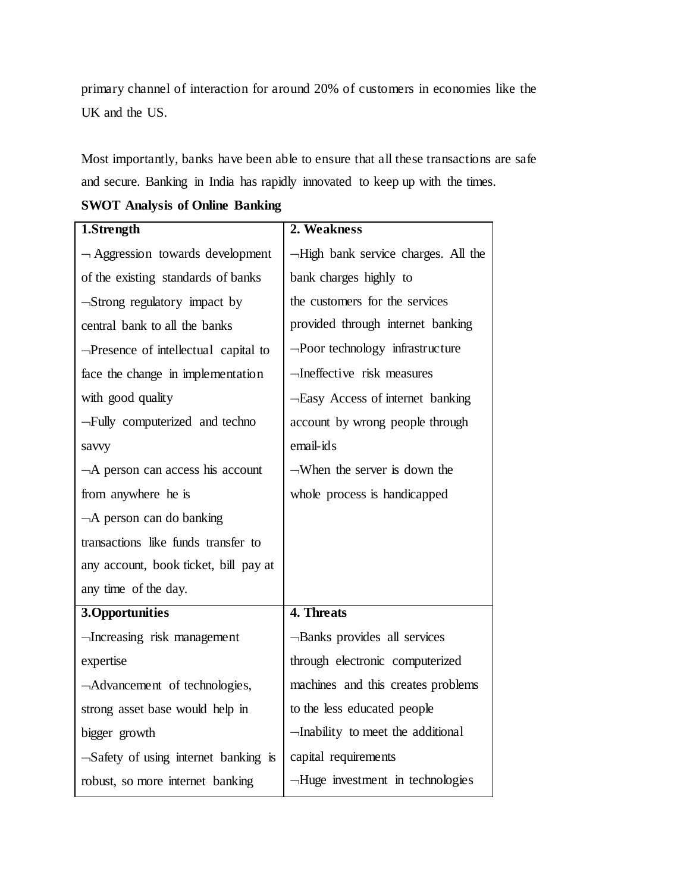primary channel of interaction for around 20% of customers in economies like the UK and the US.

Most importantly, banks have been able to ensure that all these transactions are safe and secure. Banking in India has rapidly innovated to keep up with the times.

**SWOT Analysis of Online Banking**

| **1.Strength** | **2. Weakness** |
|---|---|
| ¬ Aggression towards development of the existing standards of banks<br>¬Strong regulatory impact by central bank to all the banks<br>¬Presence of intellectual capital to face the change in implementation with good quality<br>¬Fully computerized and techno savvy<br>¬A person can access his account from anywhere he is<br>¬A person can do banking transactions like funds transfer to any account, book ticket, bill pay at any time of the day. | ¬High bank service charges. All the bank charges highly to the customers for the services provided through internet banking<br>¬Poor technology infrastructure<br>¬Ineffective risk measures<br>¬Easy Access of internet banking account by wrong people through email-ids<br>¬When the server is down the whole process is handicapped |
| **3.Opportunities** | **4. Threats** |
| ¬Increasing risk management expertise<br>¬Advancement of technologies, strong asset base would help in bigger growth<br>¬Safety of using internet banking is robust, so more internet banking | ¬Banks provides all services through electronic computerized machines and this creates problems to the less educated people<br>¬Inability to meet the additional capital requirements<br>¬Huge investment in technologies |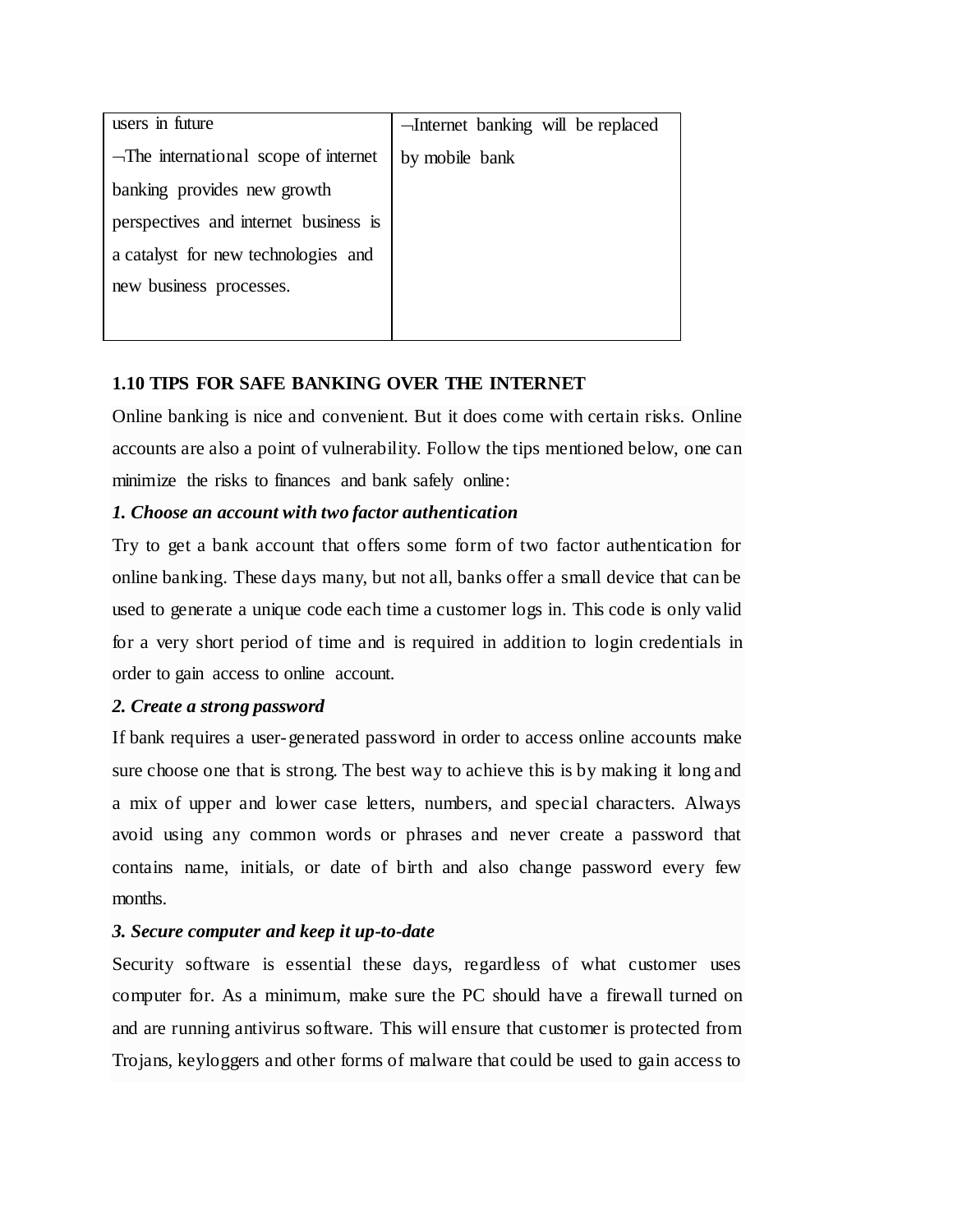| | |
|---|---|
| users in future<br>¬The international scope of internet banking provides new growth perspectives and internet business is a catalyst for new technologies and new business processes. | ¬Internet banking will be replaced by mobile bank |

**1.10 TIPS FOR SAFE BANKING OVER THE INTERNET**

Online banking is nice and convenient. But it does come with certain risks. Online accounts are also a point of vulnerability. Follow the tips mentioned below, one can minimize the risks to finances and bank safely online:

***1. Choose an account with two factor authentication***

Try to get a bank account that offers some form of two factor authentication for online banking. These days many, but not all, banks offer a small device that can be used to generate a unique code each time a customer logs in. This code is only valid for a very short period of time and is required in addition to login credentials in order to gain access to online account.

***2. Create a strong password***

If bank requires a user-generated password in order to access online accounts make sure choose one that is strong. The best way to achieve this is by making it long and a mix of upper and lower case letters, numbers, and special characters. Always avoid using any common words or phrases and never create a password that contains name, initials, or date of birth and also change password every few months.

***3. Secure computer and keep it up-to-date***

Security software is essential these days, regardless of what customer uses computer for. As a minimum, make sure the PC should have a firewall turned on and are running antivirus software. This will ensure that customer is protected from Trojans, keyloggers and other forms of malware that could be used to gain access to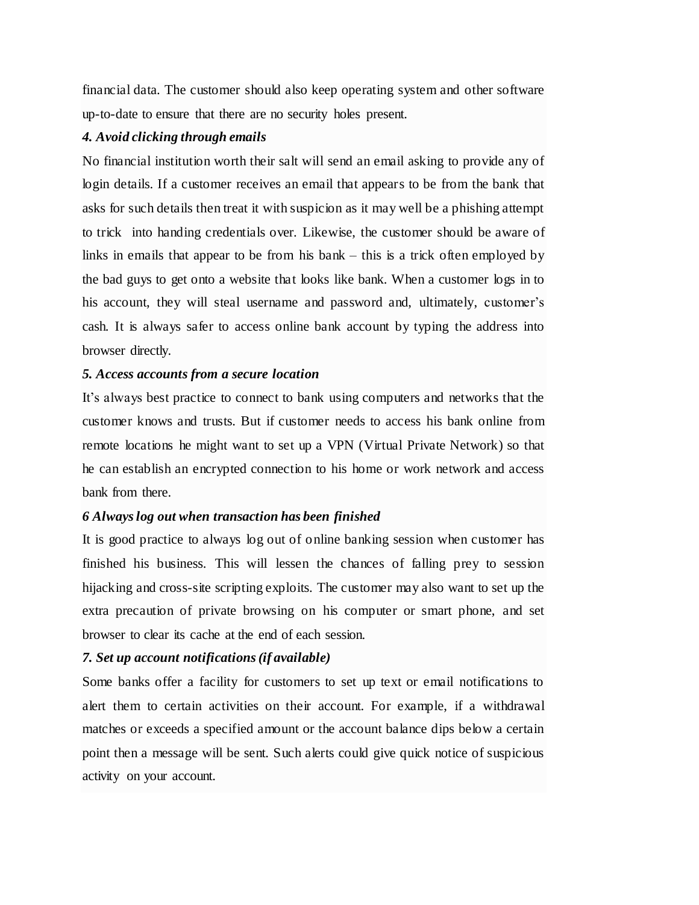financial data. The customer should also keep operating system and other software up-to-date to ensure that there are no security holes present.

***4. Avoid clicking through emails***

No financial institution worth their salt will send an email asking to provide any of login details. If a customer receives an email that appears to be from the bank that asks for such details then treat it with suspicion as it may well be a phishing attempt to trick into handing credentials over. Likewise, the customer should be aware of links in emails that appear to be from his bank – this is a trick often employed by the bad guys to get onto a website that looks like bank. When a customer logs in to his account, they will steal username and password and, ultimately, customer's cash. It is always safer to access online bank account by typing the address into browser directly.

***5. Access accounts from a secure location***

It's always best practice to connect to bank using computers and networks that the customer knows and trusts. But if customer needs to access his bank online from remote locations he might want to set up a VPN (Virtual Private Network) so that he can establish an encrypted connection to his home or work network and access bank from there.

***6 Always log out when transaction has been finished***

It is good practice to always log out of online banking session when customer has finished his business. This will lessen the chances of falling prey to session hijacking and cross-site scripting exploits. The customer may also want to set up the extra precaution of private browsing on his computer or smart phone, and set browser to clear its cache at the end of each session.

***7. Set up account notifications (if available)***

Some banks offer a facility for customers to set up text or email notifications to alert them to certain activities on their account. For example, if a withdrawal matches or exceeds a specified amount or the account balance dips below a certain point then a message will be sent. Such alerts could give quick notice of suspicious activity on your account.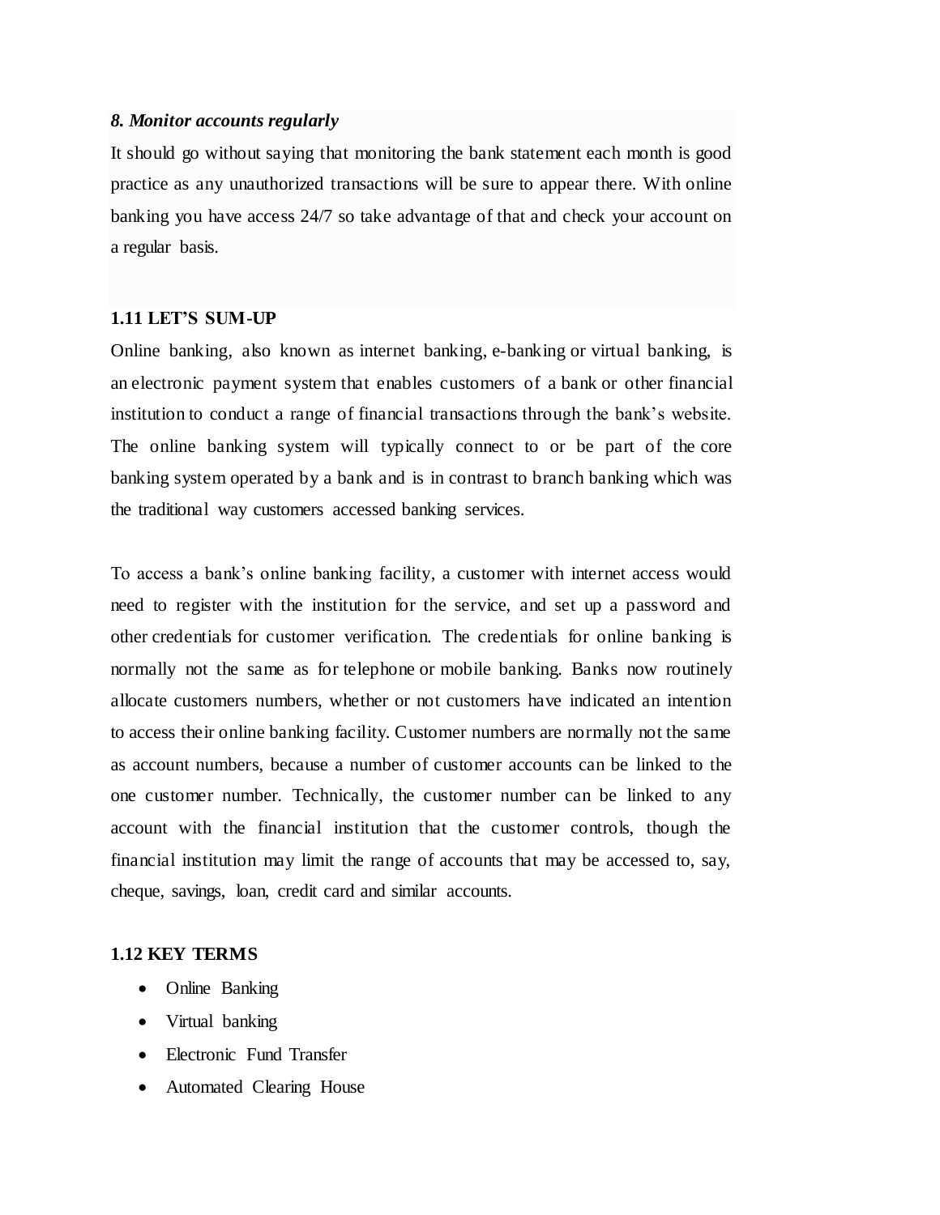***8. Monitor accounts regularly***

It should go without saying that monitoring the bank statement each month is good practice as any unauthorized transactions will be sure to appear there. With online banking you have access 24/7 so take advantage of that and check your account on a regular basis.

### 1.11 LET'S SUM-UP

Online banking, also known as internet banking, e-banking or virtual banking, is an electronic payment system that enables customers of a bank or other financial institution to conduct a range of financial transactions through the bank's website. The online banking system will typically connect to or be part of the core banking system operated by a bank and is in contrast to branch banking which was the traditional way customers accessed banking services.

To access a bank's online banking facility, a customer with internet access would need to register with the institution for the service, and set up a password and other credentials for customer verification. The credentials for online banking is normally not the same as for telephone or mobile banking. Banks now routinely allocate customers numbers, whether or not customers have indicated an intention to access their online banking facility. Customer numbers are normally not the same as account numbers, because a number of customer accounts can be linked to the one customer number. Technically, the customer number can be linked to any account with the financial institution that the customer controls, though the financial institution may limit the range of accounts that may be accessed to, say, cheque, savings, loan, credit card and similar accounts.

### 1.12 KEY TERMS

- Online Banking
- Virtual banking
- Electronic Fund Transfer
- Automated Clearing House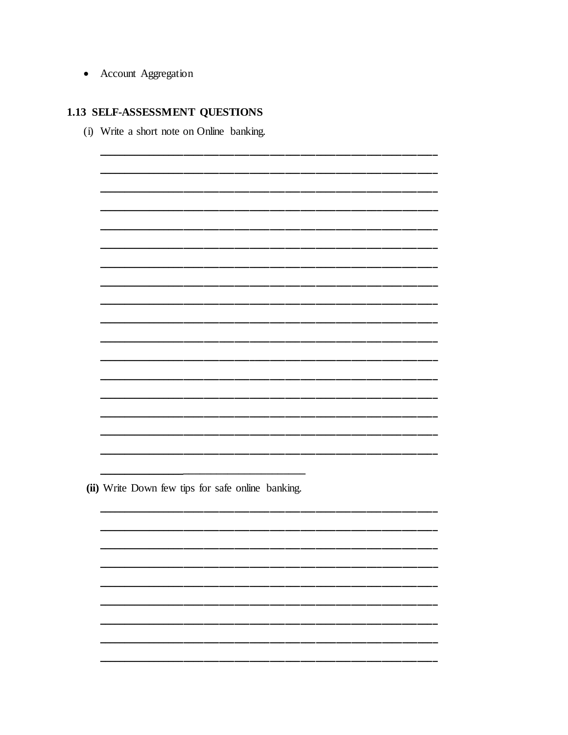- Account Aggregation

## 1.13 SELF-ASSESSMENT QUESTIONS

(i) Write a short note on Online banking.

________________________________________________________________________
________________________________________________________________________
________________________________________________________________________
________________________________________________________________________
________________________________________________________________________
________________________________________________________________________
________________________________________________________________________
________________________________________________________________________
________________________________________________________________________
________________________________________________________________________
________________________________________________________________________
________________________________________________________________________
________________________________________________________________________
________________________________________________________________________
________________________________________________________________________
________________________________________________________________________
________________________________________________________________________
____________________________________

**(ii)** Write Down few tips for safe online banking.

________________________________________________________________________
________________________________________________________________________
________________________________________________________________________
________________________________________________________________________
________________________________________________________________________
________________________________________________________________________
________________________________________________________________________
________________________________________________________________________
________________________________________________________________________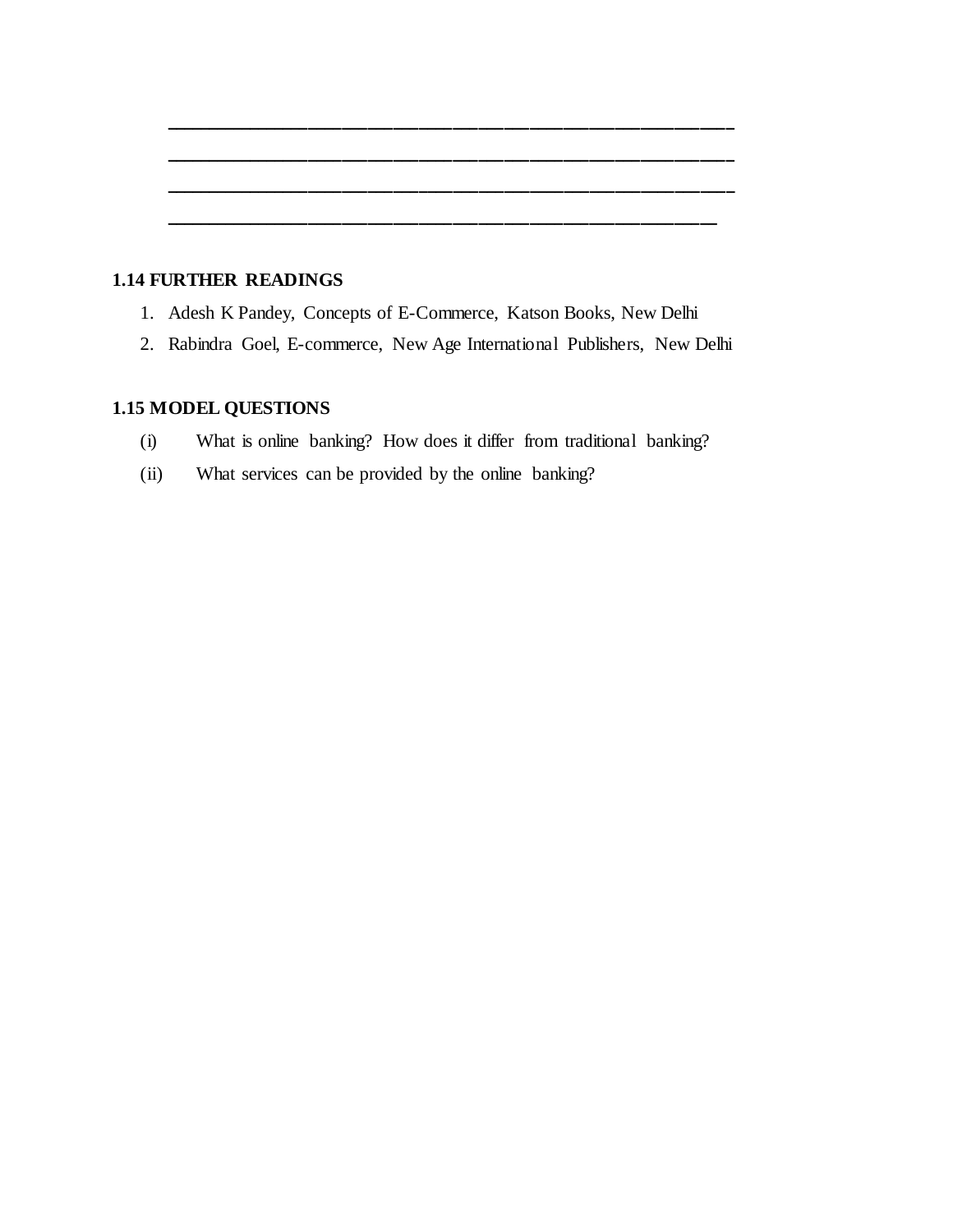______________________________________________________________

______________________________________________________________

______________________________________________________________

____________________________________________________________

## 1.14 FURTHER READINGS

1. Adesh K Pandey, Concepts of E-Commerce, Katson Books, New Delhi
2. Rabindra Goel, E-commerce, New Age International Publishers, New Delhi

## 1.15 MODEL QUESTIONS

(i) What is online banking? How does it differ from traditional banking?

(ii) What services can be provided by the online banking?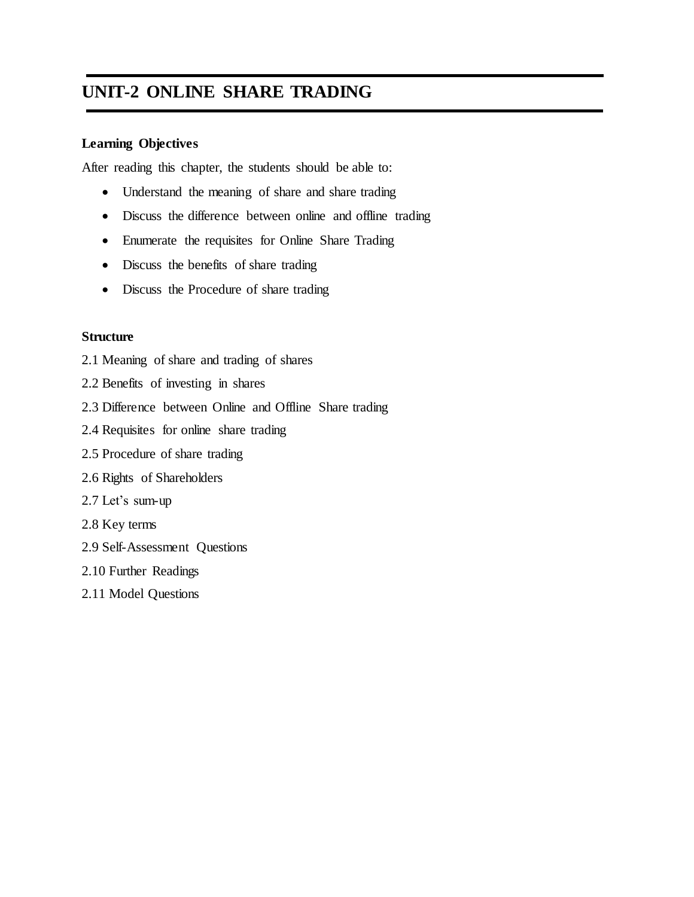# UNIT-2 ONLINE SHARE TRADING

**Learning Objectives**

After reading this chapter, the students should be able to:

- Understand the meaning of share and share trading
- Discuss the difference between online and offline trading
- Enumerate the requisites for Online Share Trading
- Discuss the benefits of share trading
- Discuss the Procedure of share trading

**Structure**

2.1 Meaning of share and trading of shares

2.2 Benefits of investing in shares

2.3 Difference between Online and Offline Share trading

2.4 Requisites for online share trading

2.5 Procedure of share trading

2.6 Rights of Shareholders

2.7 Let's sum-up

2.8 Key terms

2.9 Self-Assessment Questions

2.10 Further Readings

2.11 Model Questions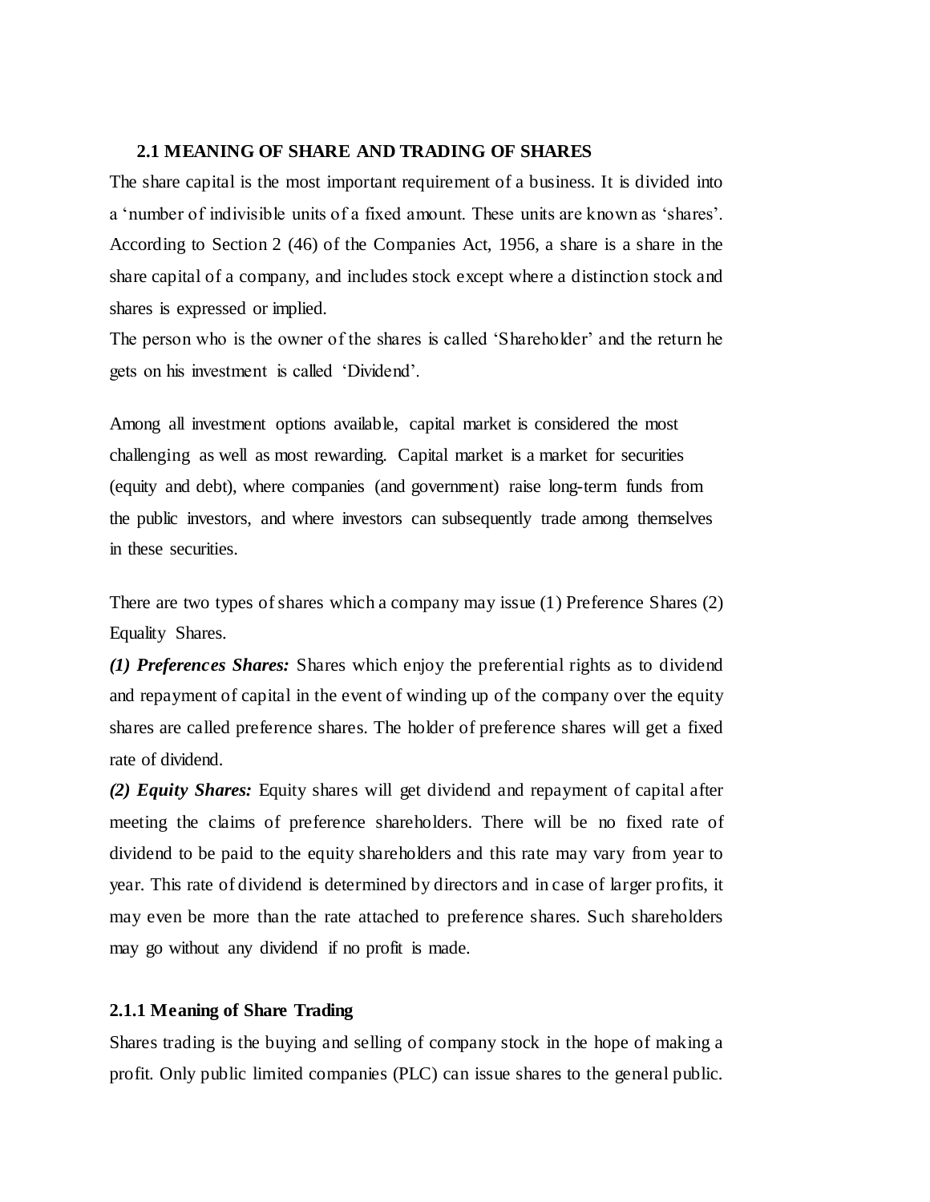## 2.1 MEANING OF SHARE AND TRADING OF SHARES

The share capital is the most important requirement of a business. It is divided into a 'number of indivisible units of a fixed amount. These units are known as 'shares'. According to Section 2 (46) of the Companies Act, 1956, a share is a share in the share capital of a company, and includes stock except where a distinction stock and shares is expressed or implied.

The person who is the owner of the shares is called 'Shareholder' and the return he gets on his investment is called 'Dividend'.

Among all investment options available, capital market is considered the most challenging as well as most rewarding. Capital market is a market for securities (equity and debt), where companies (and government) raise long-term funds from the public investors, and where investors can subsequently trade among themselves in these securities.

There are two types of shares which a company may issue (1) Preference Shares (2) Equality Shares.

***(1) Preferences Shares:*** Shares which enjoy the preferential rights as to dividend and repayment of capital in the event of winding up of the company over the equity shares are called preference shares. The holder of preference shares will get a fixed rate of dividend.

***(2) Equity Shares:*** Equity shares will get dividend and repayment of capital after meeting the claims of preference shareholders. There will be no fixed rate of dividend to be paid to the equity shareholders and this rate may vary from year to year. This rate of dividend is determined by directors and in case of larger profits, it may even be more than the rate attached to preference shares. Such shareholders may go without any dividend if no profit is made.

### 2.1.1 Meaning of Share Trading

Shares trading is the buying and selling of company stock in the hope of making a profit. Only public limited companies (PLC) can issue shares to the general public.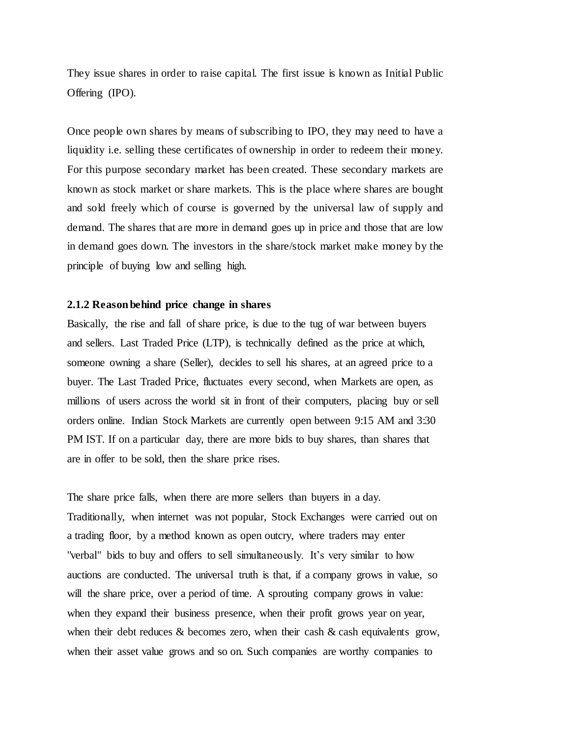They issue shares in order to raise capital. The first issue is known as Initial Public Offering (IPO).

Once people own shares by means of subscribing to IPO, they may need to have a liquidity i.e. selling these certificates of ownership in order to redeem their money. For this purpose secondary market has been created. These secondary markets are known as stock market or share markets. This is the place where shares are bought and sold freely which of course is governed by the universal law of supply and demand. The shares that are more in demand goes up in price and those that are low in demand goes down. The investors in the share/stock market make money by the principle of buying low and selling high.

### 2.1.2 Reason behind price change in shares

Basically, the rise and fall of share price, is due to the tug of war between buyers and sellers. Last Traded Price (LTP), is technically defined as the price at which, someone owning a share (Seller), decides to sell his shares, at an agreed price to a buyer. The Last Traded Price, fluctuates every second, when Markets are open, as millions of users across the world sit in front of their computers, placing buy or sell orders online. Indian Stock Markets are currently open between 9:15 AM and 3:30 PM IST. If on a particular day, there are more bids to buy shares, than shares that are in offer to be sold, then the share price rises.

The share price falls, when there are more sellers than buyers in a day. Traditionally, when internet was not popular, Stock Exchanges were carried out on a trading floor, by a method known as open outcry, where traders may enter "verbal" bids to buy and offers to sell simultaneously. It's very similar to how auctions are conducted. The universal truth is that, if a company grows in value, so will the share price, over a period of time. A sprouting company grows in value: when they expand their business presence, when their profit grows year on year, when their debt reduces & becomes zero, when their cash & cash equivalents grow, when their asset value grows and so on. Such companies are worthy companies to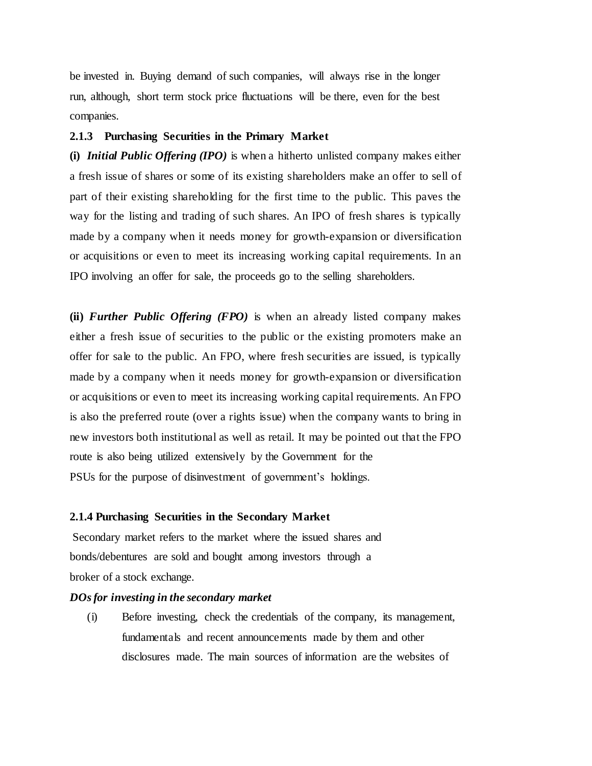be invested in. Buying demand of such companies, will always rise in the longer run, although, short term stock price fluctuations will be there, even for the best companies.

### 2.1.3 Purchasing Securities in the Primary Market

**(i)** ***Initial Public Offering (IPO)*** is when a hitherto unlisted company makes either a fresh issue of shares or some of its existing shareholders make an offer to sell of part of their existing shareholding for the first time to the public. This paves the way for the listing and trading of such shares. An IPO of fresh shares is typically made by a company when it needs money for growth-expansion or diversification or acquisitions or even to meet its increasing working capital requirements. In an IPO involving an offer for sale, the proceeds go to the selling shareholders.

**(ii)** ***Further Public Offering (FPO)*** is when an already listed company makes either a fresh issue of securities to the public or the existing promoters make an offer for sale to the public. An FPO, where fresh securities are issued, is typically made by a company when it needs money for growth-expansion or diversification or acquisitions or even to meet its increasing working capital requirements. An FPO is also the preferred route (over a rights issue) when the company wants to bring in new investors both institutional as well as retail. It may be pointed out that the FPO route is also being utilized extensively by the Government for the PSUs for the purpose of disinvestment of government's holdings.

### 2.1.4 Purchasing Securities in the Secondary Market

Secondary market refers to the market where the issued shares and bonds/debentures are sold and bought among investors through a broker of a stock exchange.

***DOs for investing in the secondary market***

(i) Before investing, check the credentials of the company, its management, fundamentals and recent announcements made by them and other disclosures made. The main sources of information are the websites of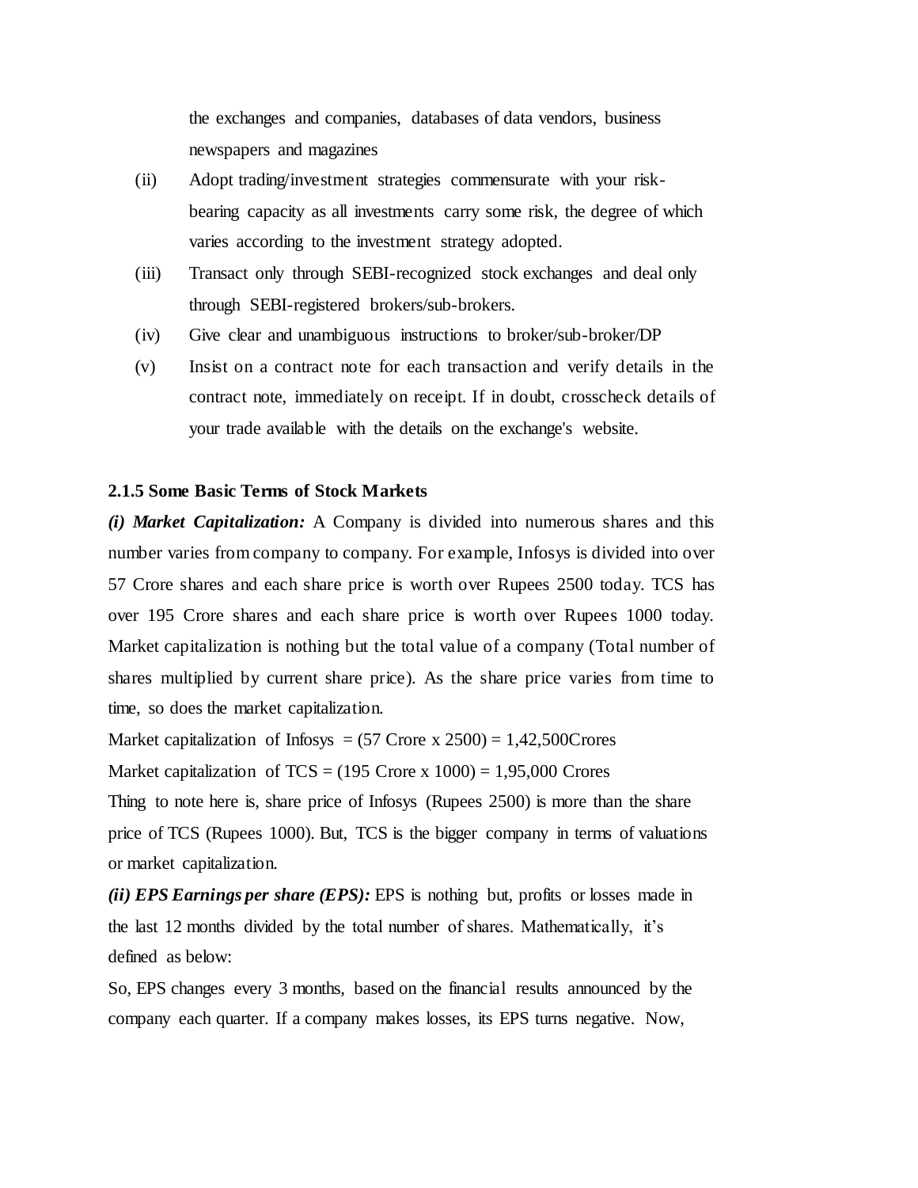the exchanges and companies, databases of data vendors, business newspapers and magazines

(ii) Adopt trading/investment strategies commensurate with your risk-bearing capacity as all investments carry some risk, the degree of which varies according to the investment strategy adopted.

(iii) Transact only through SEBI-recognized stock exchanges and deal only through SEBI-registered brokers/sub-brokers.

(iv) Give clear and unambiguous instructions to broker/sub-broker/DP

(v) Insist on a contract note for each transaction and verify details in the contract note, immediately on receipt. If in doubt, crosscheck details of your trade available with the details on the exchange's website.

**2.1.5 Some Basic Terms of Stock Markets**

***(i) Market Capitalization:*** A Company is divided into numerous shares and this number varies from company to company. For example, Infosys is divided into over 57 Crore shares and each share price is worth over Rupees 2500 today. TCS has over 195 Crore shares and each share price is worth over Rupees 1000 today. Market capitalization is nothing but the total value of a company (Total number of shares multiplied by current share price). As the share price varies from time to time, so does the market capitalization.

Market capitalization of Infosys = (57 Crore x 2500) = 1,42,500Crores

Market capitalization of TCS = (195 Crore x 1000) = 1,95,000 Crores

Thing to note here is, share price of Infosys (Rupees 2500) is more than the share price of TCS (Rupees 1000). But, TCS is the bigger company in terms of valuations or market capitalization.

***(ii) EPS Earnings per share (EPS):*** EPS is nothing but, profits or losses made in the last 12 months divided by the total number of shares. Mathematically, it's defined as below:

So, EPS changes every 3 months, based on the financial results announced by the company each quarter. If a company makes losses, its EPS turns negative. Now,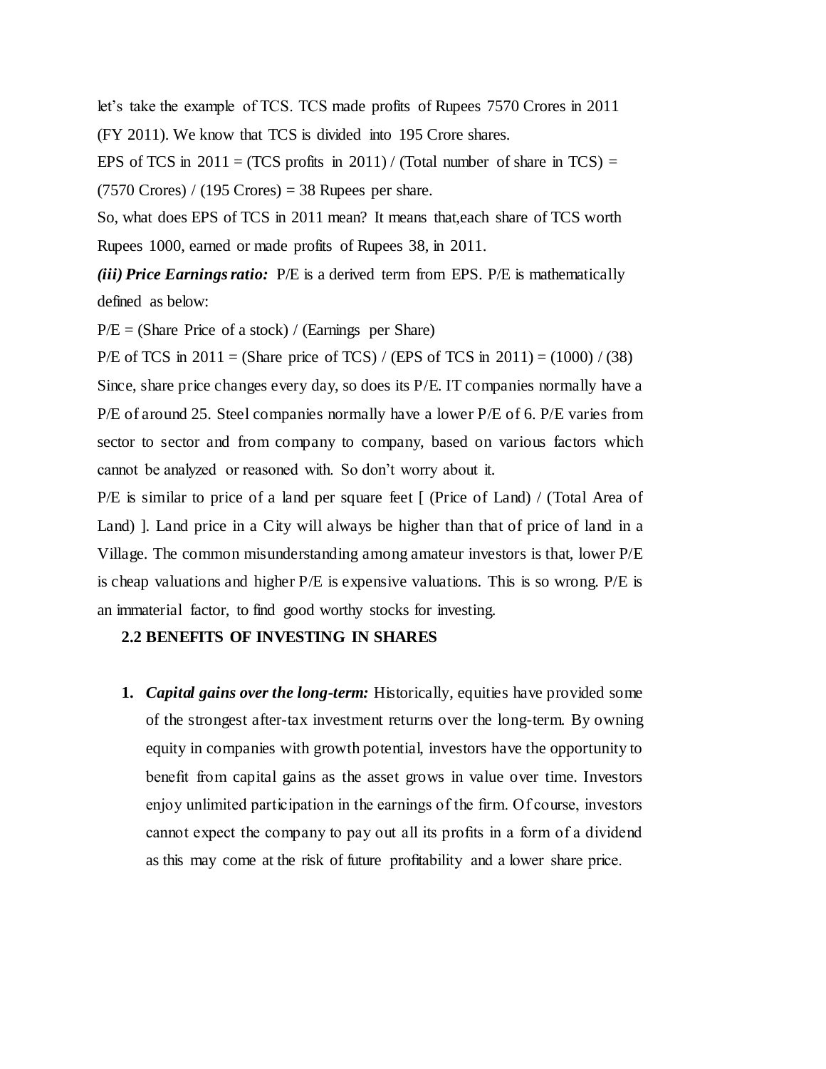let's take the example of TCS. TCS made profits of Rupees 7570 Crores in 2011 (FY 2011). We know that TCS is divided into 195 Crore shares.

EPS of TCS in 2011 = (TCS profits in 2011) / (Total number of share in TCS) = (7570 Crores) / (195 Crores) = 38 Rupees per share.

So, what does EPS of TCS in 2011 mean? It means that,each share of TCS worth Rupees 1000, earned or made profits of Rupees 38, in 2011.

***(iii) Price Earnings ratio:*** P/E is a derived term from EPS. P/E is mathematically defined as below:

P/E = (Share Price of a stock) / (Earnings per Share)

P/E of TCS in 2011 = (Share price of TCS) / (EPS of TCS in 2011) = (1000) / (38)

Since, share price changes every day, so does its P/E. IT companies normally have a P/E of around 25. Steel companies normally have a lower P/E of 6. P/E varies from sector to sector and from company to company, based on various factors which cannot be analyzed or reasoned with. So don't worry about it.

P/E is similar to price of a land per square feet [ (Price of Land) / (Total Area of Land) ]. Land price in a City will always be higher than that of price of land in a Village. The common misunderstanding among amateur investors is that, lower P/E is cheap valuations and higher P/E is expensive valuations. This is so wrong. P/E is an immaterial factor, to find good worthy stocks for investing.

### 2.2 BENEFITS OF INVESTING IN SHARES

1. ***Capital gains over the long-term:*** Historically, equities have provided some of the strongest after-tax investment returns over the long-term. By owning equity in companies with growth potential, investors have the opportunity to benefit from capital gains as the asset grows in value over time. Investors enjoy unlimited participation in the earnings of the firm. Of course, investors cannot expect the company to pay out all its profits in a form of a dividend as this may come at the risk of future profitability and a lower share price.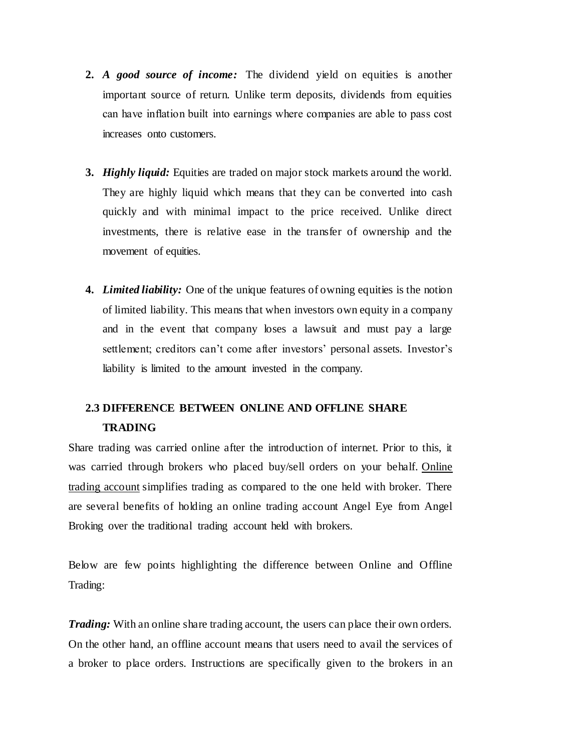2. ***A good source of income:*** The dividend yield on equities is another important source of return. Unlike term deposits, dividends from equities can have inflation built into earnings where companies are able to pass cost increases onto customers.

3. ***Highly liquid:*** Equities are traded on major stock markets around the world. They are highly liquid which means that they can be converted into cash quickly and with minimal impact to the price received. Unlike direct investments, there is relative ease in the transfer of ownership and the movement of equities.

4. ***Limited liability:*** One of the unique features of owning equities is the notion of limited liability. This means that when investors own equity in a company and in the event that company loses a lawsuit and must pay a large settlement; creditors can't come after investors' personal assets. Investor's liability is limited to the amount invested in the company.

## 2.3 DIFFERENCE BETWEEN ONLINE AND OFFLINE SHARE TRADING

Share trading was carried online after the introduction of internet. Prior to this, it was carried through brokers who placed buy/sell orders on your behalf. Online trading account simplifies trading as compared to the one held with broker. There are several benefits of holding an online trading account Angel Eye from Angel Broking over the traditional trading account held with brokers.

Below are few points highlighting the difference between Online and Offline Trading:

***Trading:*** With an online share trading account, the users can place their own orders. On the other hand, an offline account means that users need to avail the services of a broker to place orders. Instructions are specifically given to the brokers in an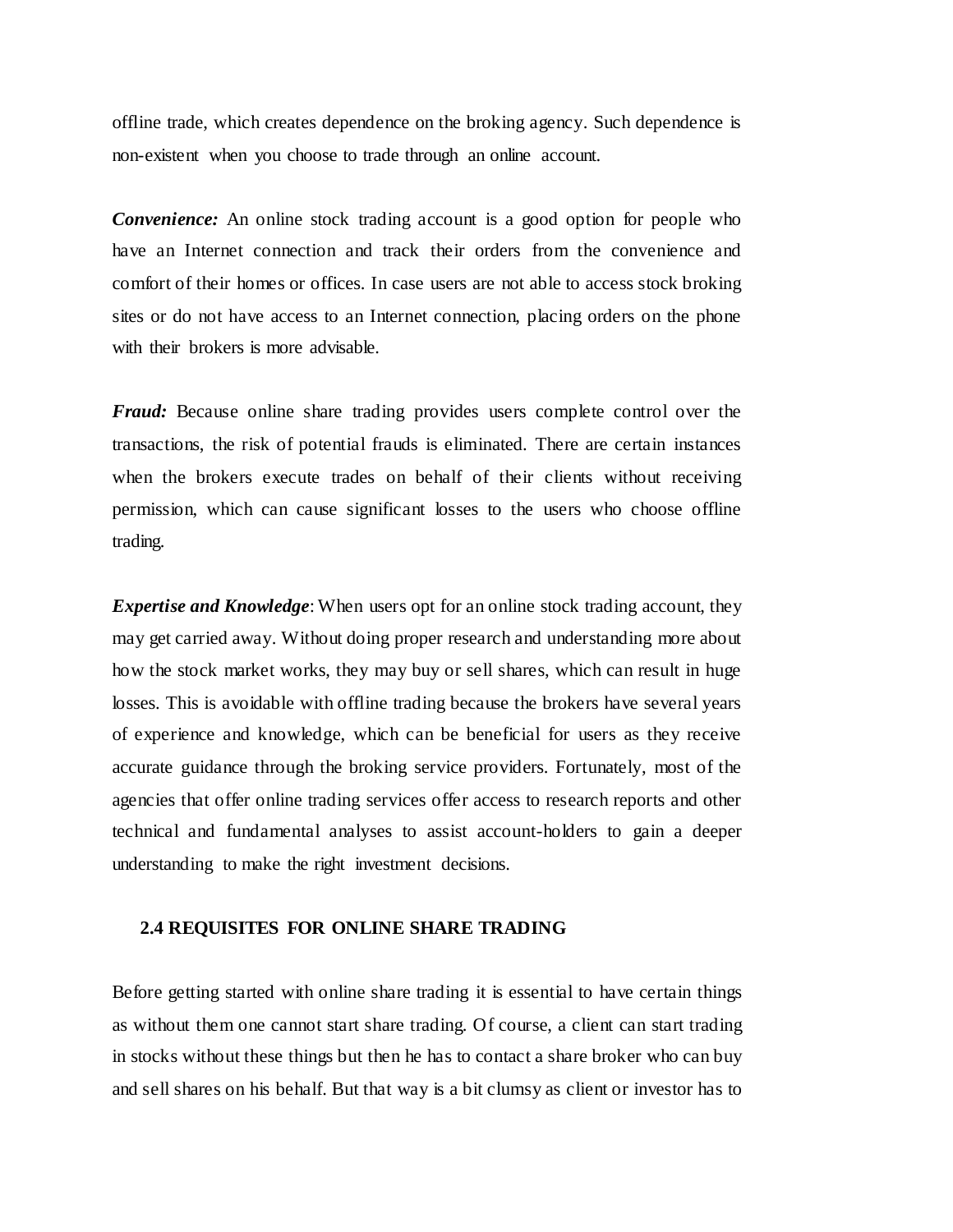offline trade, which creates dependence on the broking agency. Such dependence is non-existent when you choose to trade through an online account.

***Convenience:*** An online stock trading account is a good option for people who have an Internet connection and track their orders from the convenience and comfort of their homes or offices. In case users are not able to access stock broking sites or do not have access to an Internet connection, placing orders on the phone with their brokers is more advisable.

***Fraud:*** Because online share trading provides users complete control over the transactions, the risk of potential frauds is eliminated. There are certain instances when the brokers execute trades on behalf of their clients without receiving permission, which can cause significant losses to the users who choose offline trading.

***Expertise and Knowledge***: When users opt for an online stock trading account, they may get carried away. Without doing proper research and understanding more about how the stock market works, they may buy or sell shares, which can result in huge losses. This is avoidable with offline trading because the brokers have several years of experience and knowledge, which can be beneficial for users as they receive accurate guidance through the broking service providers. Fortunately, most of the agencies that offer online trading services offer access to research reports and other technical and fundamental analyses to assist account-holders to gain a deeper understanding to make the right investment decisions.

## 2.4 REQUISITES FOR ONLINE SHARE TRADING

Before getting started with online share trading it is essential to have certain things as without them one cannot start share trading. Of course, a client can start trading in stocks without these things but then he has to contact a share broker who can buy and sell shares on his behalf. But that way is a bit clumsy as client or investor has to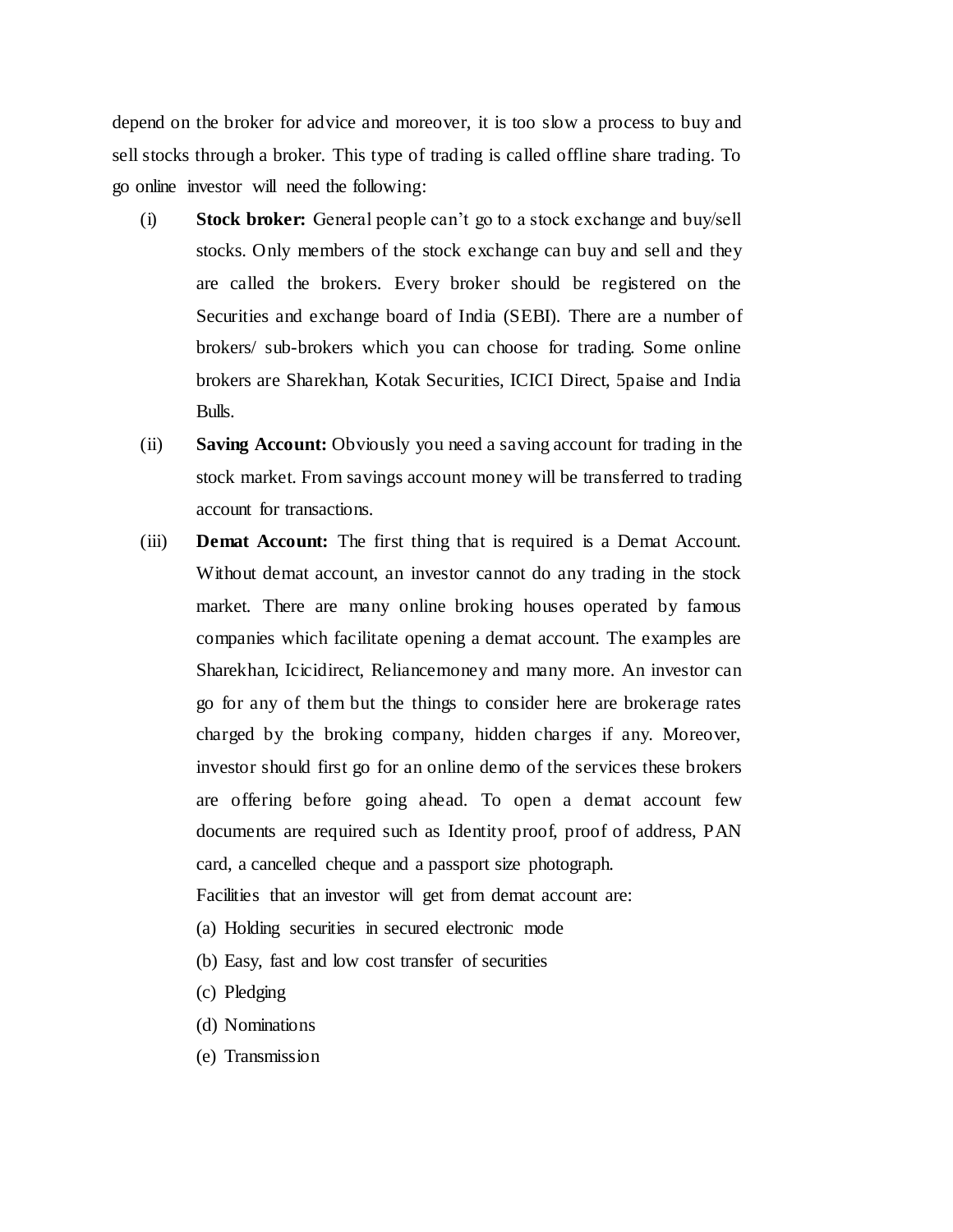depend on the broker for advice and moreover, it is too slow a process to buy and sell stocks through a broker. This type of trading is called offline share trading. To go online investor will need the following:

(i) **Stock broker:** General people can't go to a stock exchange and buy/sell stocks. Only members of the stock exchange can buy and sell and they are called the brokers. Every broker should be registered on the Securities and exchange board of India (SEBI). There are a number of brokers/ sub-brokers which you can choose for trading. Some online brokers are Sharekhan, Kotak Securities, ICICI Direct, 5paise and India Bulls.

(ii) **Saving Account:** Obviously you need a saving account for trading in the stock market. From savings account money will be transferred to trading account for transactions.

(iii) **Demat Account:** The first thing that is required is a Demat Account. Without demat account, an investor cannot do any trading in the stock market. There are many online broking houses operated by famous companies which facilitate opening a demat account. The examples are Sharekhan, Icicidirect, Reliancemoney and many more. An investor can go for any of them but the things to consider here are brokerage rates charged by the broking company, hidden charges if any. Moreover, investor should first go for an online demo of the services these brokers are offering before going ahead. To open a demat account few documents are required such as Identity proof, proof of address, PAN card, a cancelled cheque and a passport size photograph.

Facilities that an investor will get from demat account are:

(a) Holding securities in secured electronic mode

(b) Easy, fast and low cost transfer of securities

(c) Pledging

(d) Nominations

(e) Transmission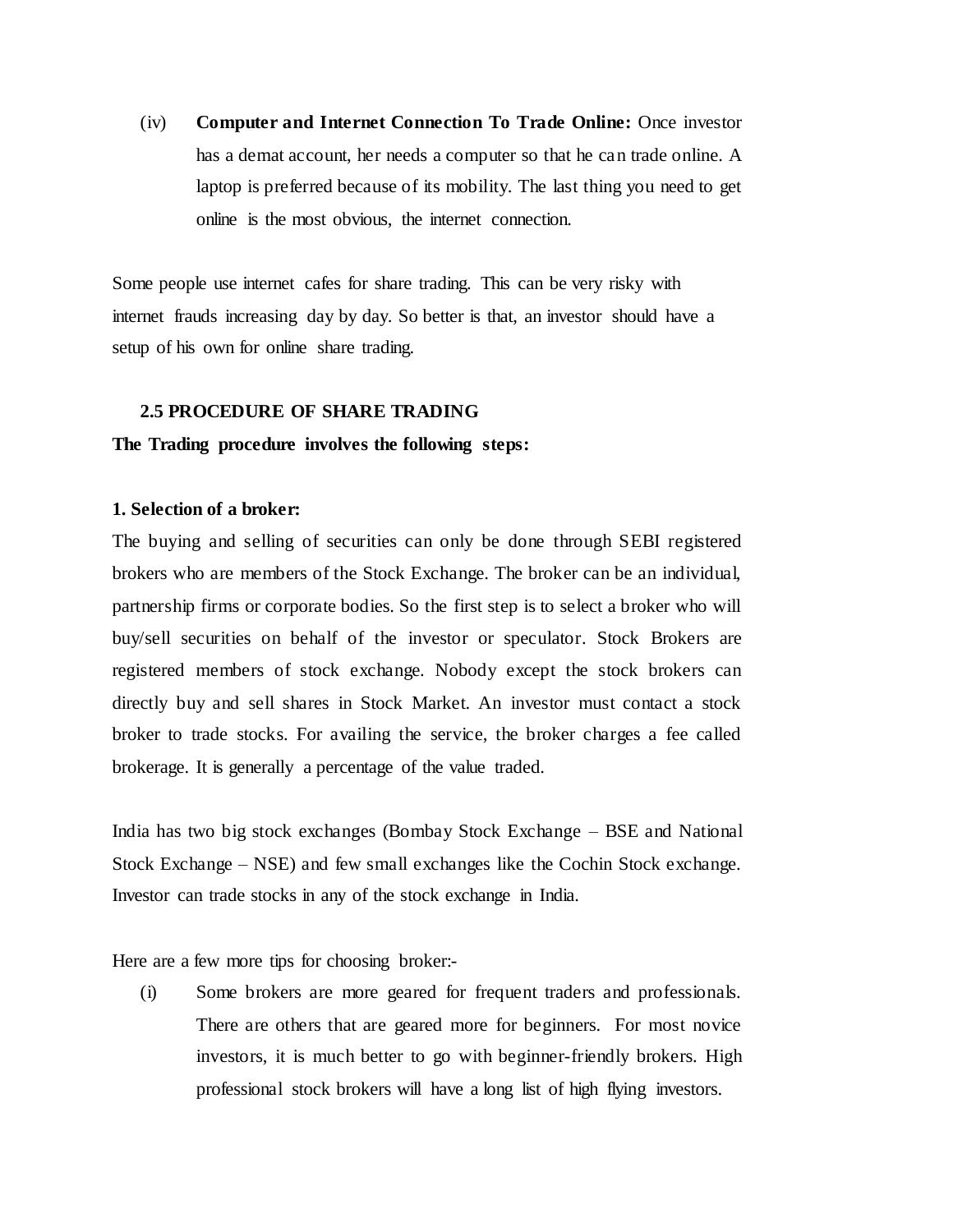(iv) **Computer and Internet Connection To Trade Online:** Once investor has a demat account, her needs a computer so that he can trade online. A laptop is preferred because of its mobility. The last thing you need to get online is the most obvious, the internet connection.

Some people use internet cafes for share trading. This can be very risky with internet frauds increasing day by day. So better is that, an investor should have a setup of his own for online share trading.

## 2.5 PROCEDURE OF SHARE TRADING

**The Trading procedure involves the following steps:**

**1. Selection of a broker:**

The buying and selling of securities can only be done through SEBI registered brokers who are members of the Stock Exchange. The broker can be an individual, partnership firms or corporate bodies. So the first step is to select a broker who will buy/sell securities on behalf of the investor or speculator. Stock Brokers are registered members of stock exchange. Nobody except the stock brokers can directly buy and sell shares in Stock Market. An investor must contact a stock broker to trade stocks. For availing the service, the broker charges a fee called brokerage. It is generally a percentage of the value traded.

India has two big stock exchanges (Bombay Stock Exchange – BSE and National Stock Exchange – NSE) and few small exchanges like the Cochin Stock exchange. Investor can trade stocks in any of the stock exchange in India.

Here are a few more tips for choosing broker:-

(i) Some brokers are more geared for frequent traders and professionals. There are others that are geared more for beginners. For most novice investors, it is much better to go with beginner-friendly brokers. High professional stock brokers will have a long list of high flying investors.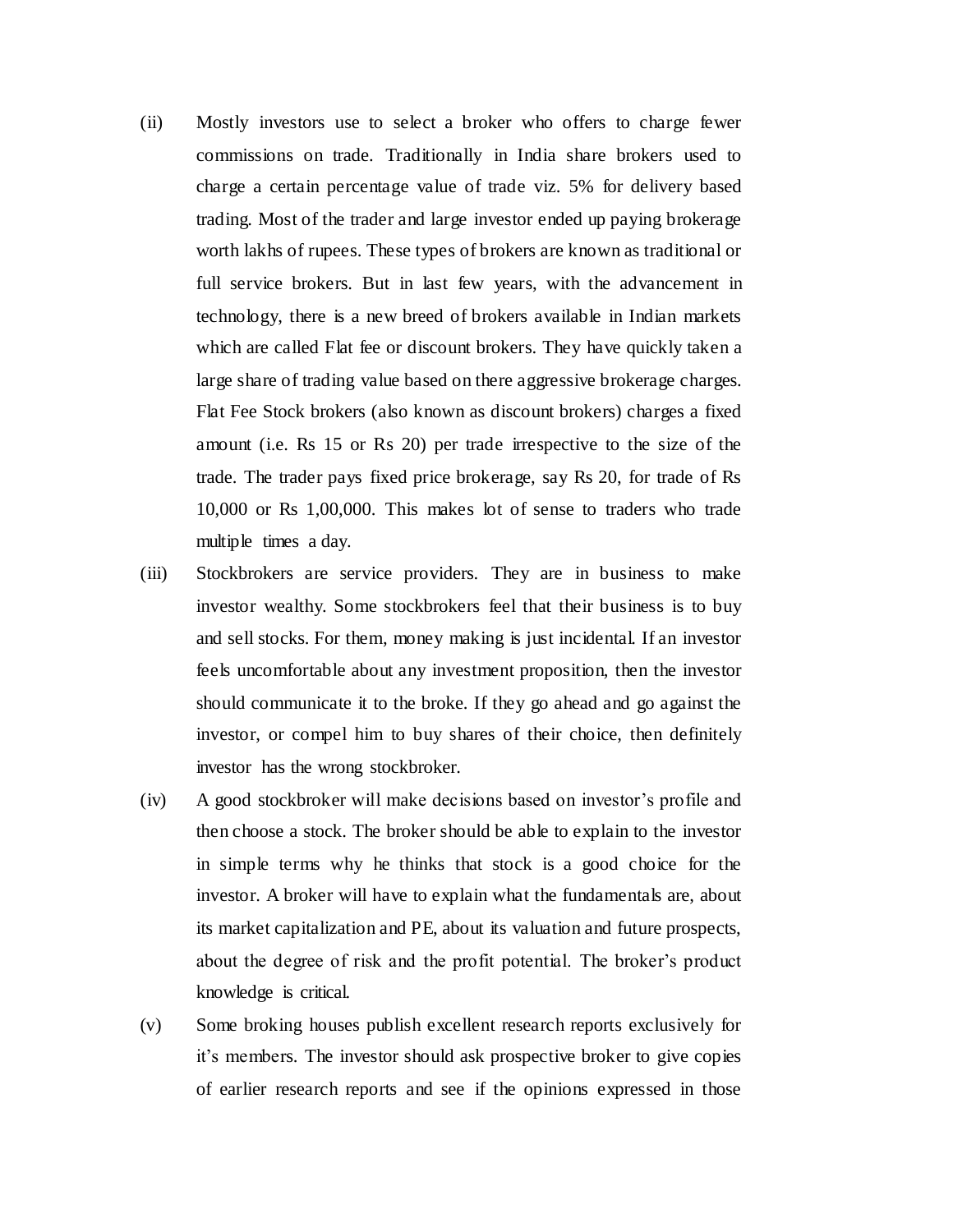(ii) Mostly investors use to select a broker who offers to charge fewer commissions on trade. Traditionally in India share brokers used to charge a certain percentage value of trade viz. 5% for delivery based trading. Most of the trader and large investor ended up paying brokerage worth lakhs of rupees. These types of brokers are known as traditional or full service brokers. But in last few years, with the advancement in technology, there is a new breed of brokers available in Indian markets which are called Flat fee or discount brokers. They have quickly taken a large share of trading value based on there aggressive brokerage charges. Flat Fee Stock brokers (also known as discount brokers) charges a fixed amount (i.e. Rs 15 or Rs 20) per trade irrespective to the size of the trade. The trader pays fixed price brokerage, say Rs 20, for trade of Rs 10,000 or Rs 1,00,000. This makes lot of sense to traders who trade multiple times a day.

(iii) Stockbrokers are service providers. They are in business to make investor wealthy. Some stockbrokers feel that their business is to buy and sell stocks. For them, money making is just incidental. If an investor feels uncomfortable about any investment proposition, then the investor should communicate it to the broke. If they go ahead and go against the investor, or compel him to buy shares of their choice, then definitely investor has the wrong stockbroker.

(iv) A good stockbroker will make decisions based on investor's profile and then choose a stock. The broker should be able to explain to the investor in simple terms why he thinks that stock is a good choice for the investor. A broker will have to explain what the fundamentals are, about its market capitalization and PE, about its valuation and future prospects, about the degree of risk and the profit potential. The broker's product knowledge is critical.

(v) Some broking houses publish excellent research reports exclusively for it's members. The investor should ask prospective broker to give copies of earlier research reports and see if the opinions expressed in those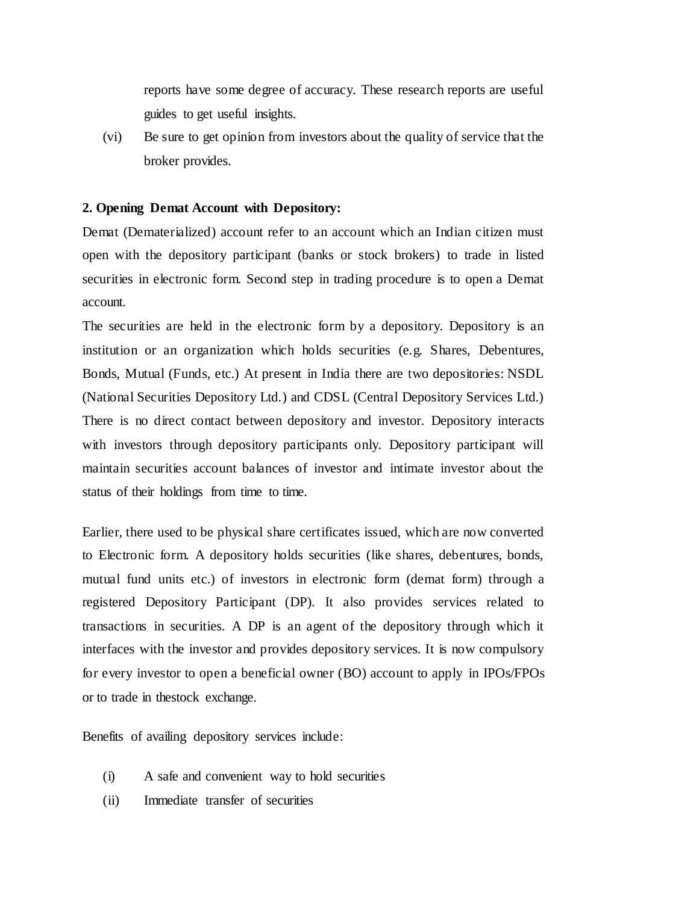reports have some degree of accuracy. These research reports are useful guides to get useful insights.

(vi) Be sure to get opinion from investors about the quality of service that the broker provides.

**2. Opening Demat Account with Depository:**

Demat (Dematerialized) account refer to an account which an Indian citizen must open with the depository participant (banks or stock brokers) to trade in listed securities in electronic form. Second step in trading procedure is to open a Demat account.

The securities are held in the electronic form by a depository. Depository is an institution or an organization which holds securities (e.g. Shares, Debentures, Bonds, Mutual (Funds, etc.) At present in India there are two depositories: NSDL (National Securities Depository Ltd.) and CDSL (Central Depository Services Ltd.) There is no direct contact between depository and investor. Depository interacts with investors through depository participants only. Depository participant will maintain securities account balances of investor and intimate investor about the status of their holdings from time to time.

Earlier, there used to be physical share certificates issued, which are now converted to Electronic form. A depository holds securities (like shares, debentures, bonds, mutual fund units etc.) of investors in electronic form (demat form) through a registered Depository Participant (DP). It also provides services related to transactions in securities. A DP is an agent of the depository through which it interfaces with the investor and provides depository services. It is now compulsory for every investor to open a beneficial owner (BO) account to apply in IPOs/FPOs or to trade in thestock exchange.

Benefits of availing depository services include:

(i) A safe and convenient way to hold securities

(ii) Immediate transfer of securities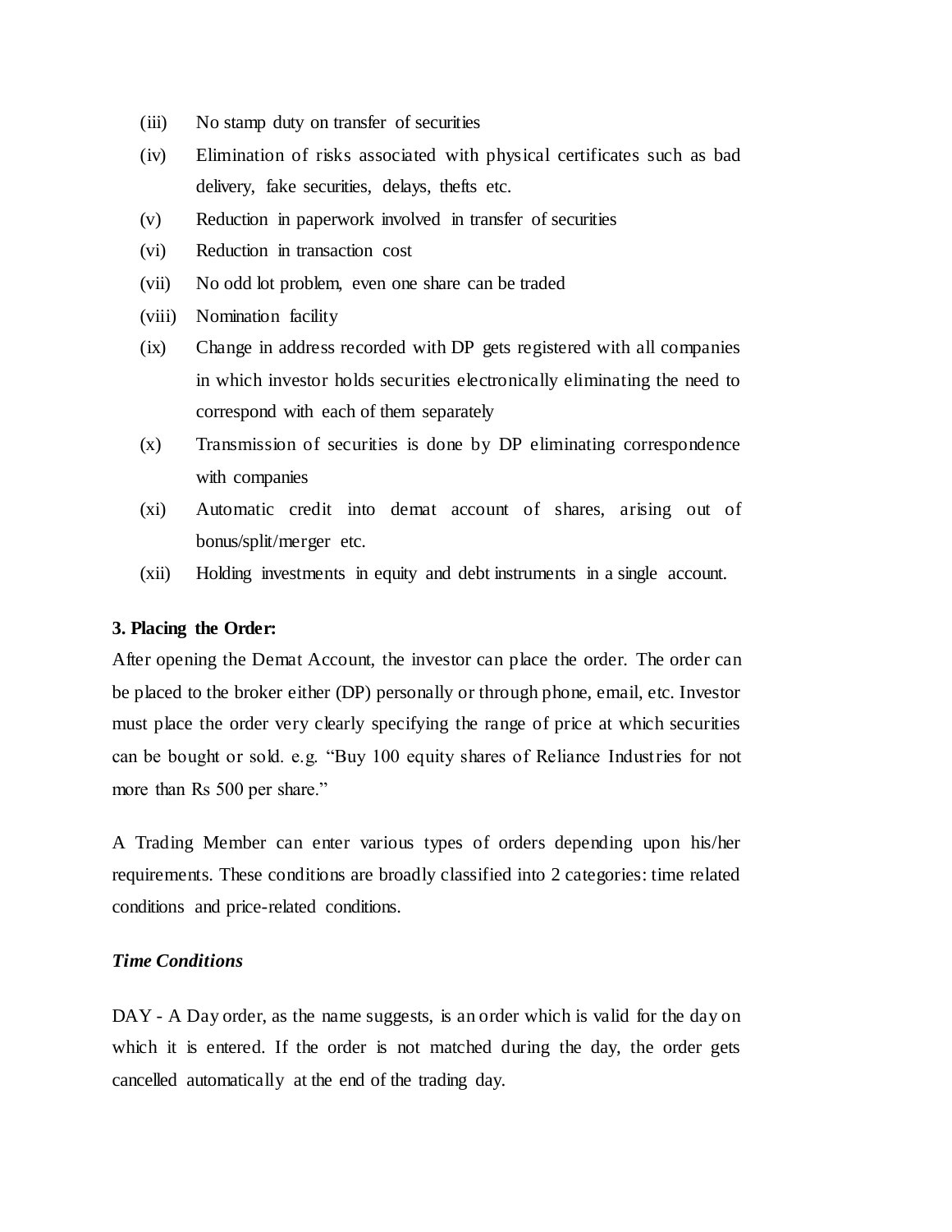(iii) No stamp duty on transfer of securities

(iv) Elimination of risks associated with physical certificates such as bad delivery, fake securities, delays, thefts etc.

(v) Reduction in paperwork involved in transfer of securities

(vi) Reduction in transaction cost

(vii) No odd lot problem, even one share can be traded

(viii) Nomination facility

(ix) Change in address recorded with DP gets registered with all companies in which investor holds securities electronically eliminating the need to correspond with each of them separately

(x) Transmission of securities is done by DP eliminating correspondence with companies

(xi) Automatic credit into demat account of shares, arising out of bonus/split/merger etc.

(xii) Holding investments in equity and debt instruments in a single account.

**3. Placing the Order:**

After opening the Demat Account, the investor can place the order. The order can be placed to the broker either (DP) personally or through phone, email, etc. Investor must place the order very clearly specifying the range of price at which securities can be bought or sold. e.g. "Buy 100 equity shares of Reliance Industries for not more than Rs 500 per share."

A Trading Member can enter various types of orders depending upon his/her requirements. These conditions are broadly classified into 2 categories: time related conditions and price-related conditions.

***Time Conditions***

DAY - A Day order, as the name suggests, is an order which is valid for the day on which it is entered. If the order is not matched during the day, the order gets cancelled automatically at the end of the trading day.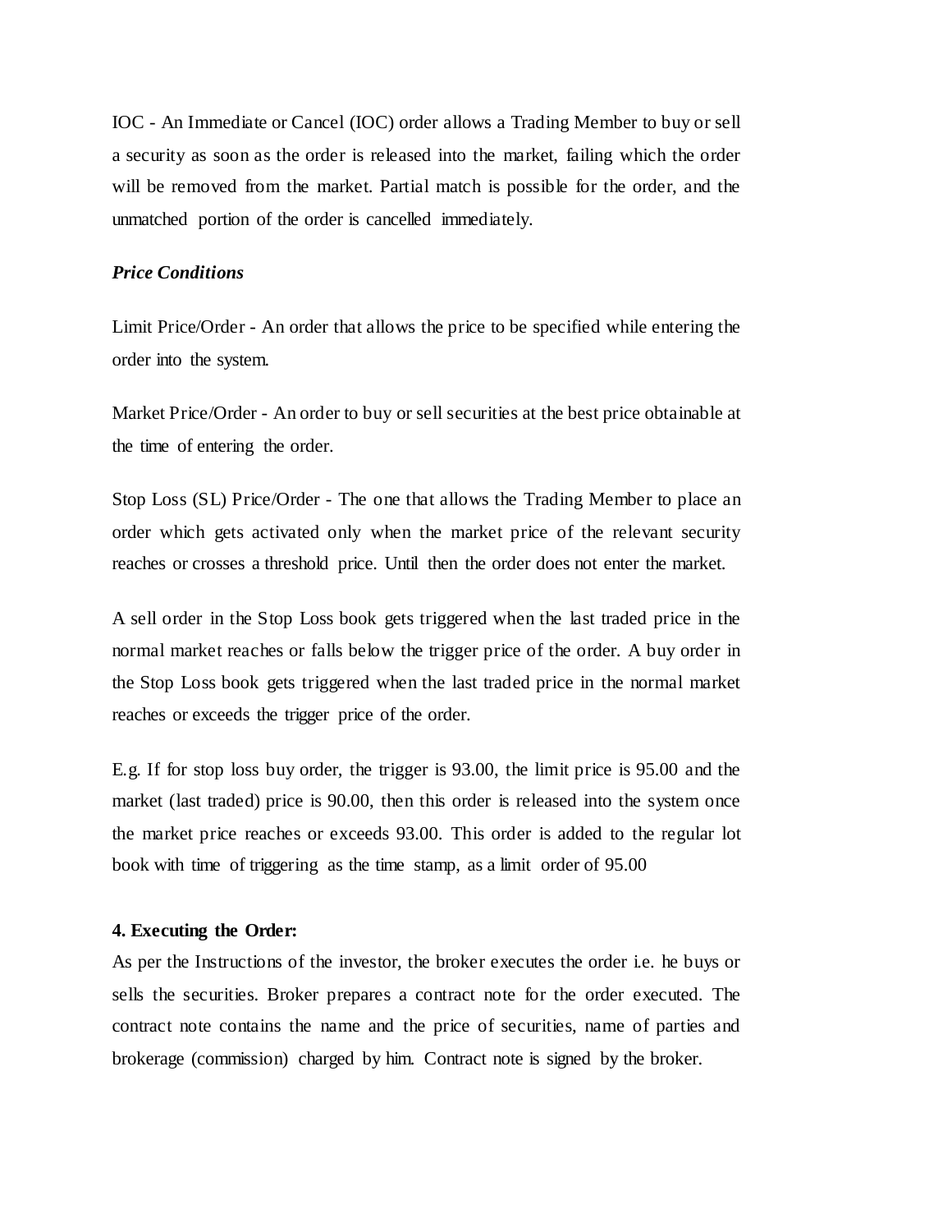IOC - An Immediate or Cancel (IOC) order allows a Trading Member to buy or sell a security as soon as the order is released into the market, failing which the order will be removed from the market. Partial match is possible for the order, and the unmatched portion of the order is cancelled immediately.

***Price Conditions***

Limit Price/Order - An order that allows the price to be specified while entering the order into the system.

Market Price/Order - An order to buy or sell securities at the best price obtainable at the time of entering the order.

Stop Loss (SL) Price/Order - The one that allows the Trading Member to place an order which gets activated only when the market price of the relevant security reaches or crosses a threshold price. Until then the order does not enter the market.

A sell order in the Stop Loss book gets triggered when the last traded price in the normal market reaches or falls below the trigger price of the order. A buy order in the Stop Loss book gets triggered when the last traded price in the normal market reaches or exceeds the trigger price of the order.

E.g. If for stop loss buy order, the trigger is 93.00, the limit price is 95.00 and the market (last traded) price is 90.00, then this order is released into the system once the market price reaches or exceeds 93.00. This order is added to the regular lot book with time of triggering as the time stamp, as a limit order of 95.00

**4. Executing the Order:**

As per the Instructions of the investor, the broker executes the order i.e. he buys or sells the securities. Broker prepares a contract note for the order executed. The contract note contains the name and the price of securities, name of parties and brokerage (commission) charged by him. Contract note is signed by the broker.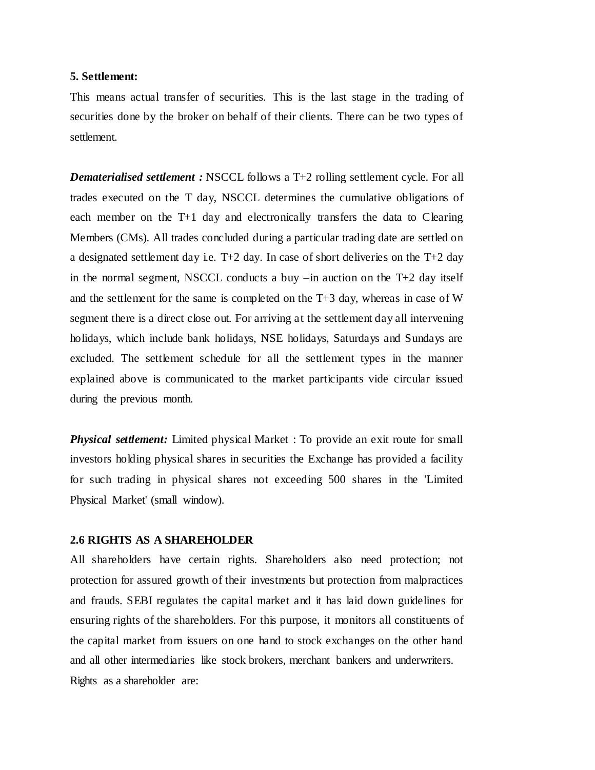**5. Settlement:**

This means actual transfer of securities. This is the last stage in the trading of securities done by the broker on behalf of their clients. There can be two types of settlement.

***Dematerialised settlement :*** NSCCL follows a T+2 rolling settlement cycle. For all trades executed on the T day, NSCCL determines the cumulative obligations of each member on the T+1 day and electronically transfers the data to Clearing Members (CMs). All trades concluded during a particular trading date are settled on a designated settlement day i.e. T+2 day. In case of short deliveries on the T+2 day in the normal segment, NSCCL conducts a buy –in auction on the T+2 day itself and the settlement for the same is completed on the T+3 day, whereas in case of W segment there is a direct close out. For arriving at the settlement day all intervening holidays, which include bank holidays, NSE holidays, Saturdays and Sundays are excluded. The settlement schedule for all the settlement types in the manner explained above is communicated to the market participants vide circular issued during the previous month.

***Physical settlement:*** Limited physical Market : To provide an exit route for small investors holding physical shares in securities the Exchange has provided a facility for such trading in physical shares not exceeding 500 shares in the 'Limited Physical Market' (small window).

## 2.6 RIGHTS AS A SHAREHOLDER

All shareholders have certain rights. Shareholders also need protection; not protection for assured growth of their investments but protection from malpractices and frauds. SEBI regulates the capital market and it has laid down guidelines for ensuring rights of the shareholders. For this purpose, it monitors all constituents of the capital market from issuers on one hand to stock exchanges on the other hand and all other intermediaries like stock brokers, merchant bankers and underwriters.

Rights as a shareholder are: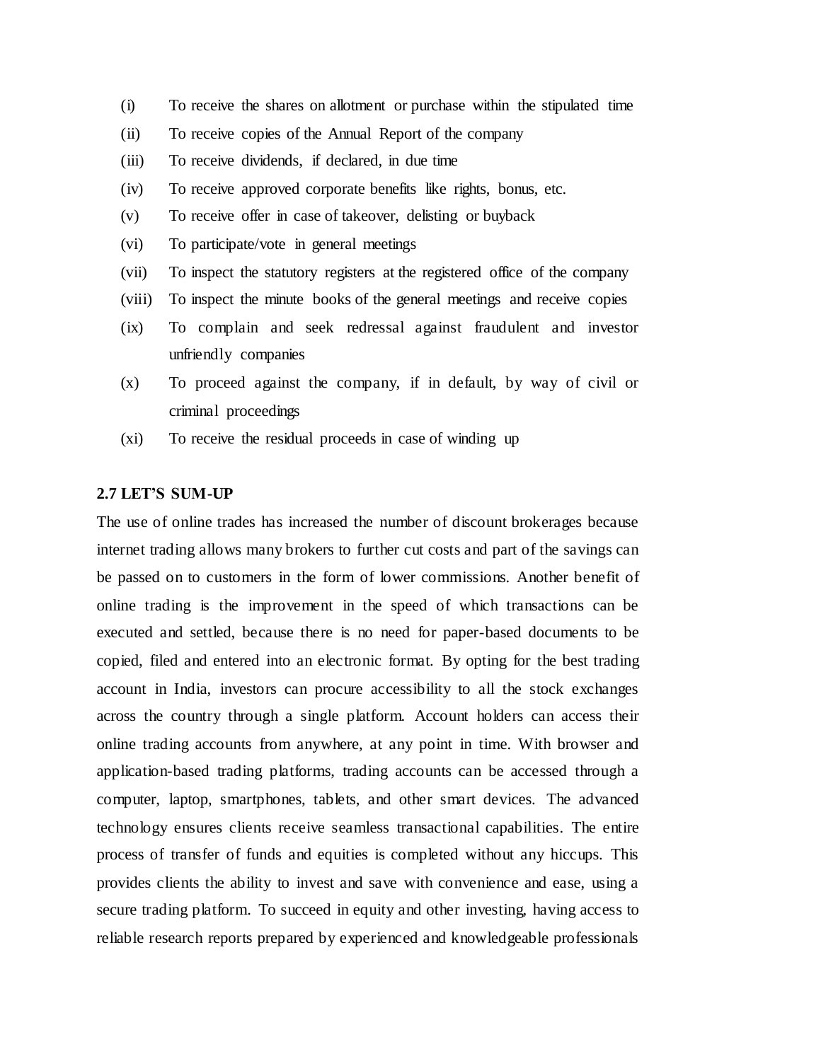(i) To receive the shares on allotment or purchase within the stipulated time

(ii) To receive copies of the Annual Report of the company

(iii) To receive dividends, if declared, in due time

(iv) To receive approved corporate benefits like rights, bonus, etc.

(v) To receive offer in case of takeover, delisting or buyback

(vi) To participate/vote in general meetings

(vii) To inspect the statutory registers at the registered office of the company

(viii) To inspect the minute books of the general meetings and receive copies

(ix) To complain and seek redressal against fraudulent and investor unfriendly companies

(x) To proceed against the company, if in default, by way of civil or criminal proceedings

(xi) To receive the residual proceeds in case of winding up

**2.7 LET'S SUM-UP**

The use of online trades has increased the number of discount brokerages because internet trading allows many brokers to further cut costs and part of the savings can be passed on to customers in the form of lower commissions. Another benefit of online trading is the improvement in the speed of which transactions can be executed and settled, because there is no need for paper-based documents to be copied, filed and entered into an electronic format. By opting for the best trading account in India, investors can procure accessibility to all the stock exchanges across the country through a single platform. Account holders can access their online trading accounts from anywhere, at any point in time. With browser and application-based trading platforms, trading accounts can be accessed through a computer, laptop, smartphones, tablets, and other smart devices. The advanced technology ensures clients receive seamless transactional capabilities. The entire process of transfer of funds and equities is completed without any hiccups. This provides clients the ability to invest and save with convenience and ease, using a secure trading platform. To succeed in equity and other investing, having access to reliable research reports prepared by experienced and knowledgeable professionals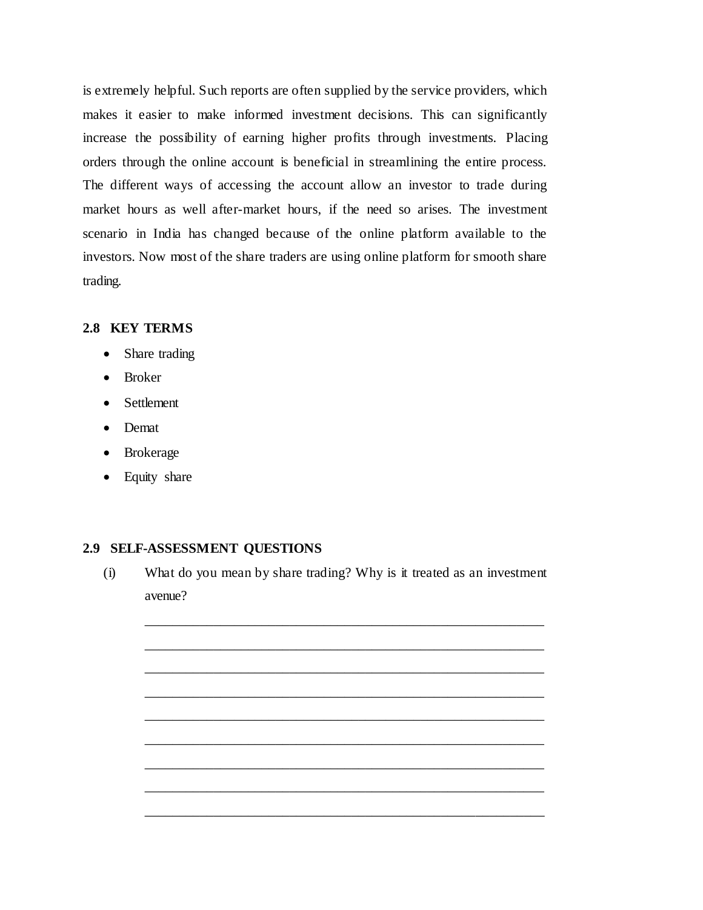is extremely helpful. Such reports are often supplied by the service providers, which makes it easier to make informed investment decisions. This can significantly increase the possibility of earning higher profits through investments. Placing orders through the online account is beneficial in streamlining the entire process. The different ways of accessing the account allow an investor to trade during market hours as well after-market hours, if the need so arises. The investment scenario in India has changed because of the online platform available to the investors. Now most of the share traders are using online platform for smooth share trading.

## 2.8 KEY TERMS

- Share trading
- Broker
- Settlement
- Demat
- Brokerage
- Equity share

## 2.9 SELF-ASSESSMENT QUESTIONS

(i) What do you mean by share trading? Why is it treated as an investment avenue?

_____________________________________________________________

_____________________________________________________________

_____________________________________________________________

_____________________________________________________________

_____________________________________________________________

_____________________________________________________________

_____________________________________________________________

_____________________________________________________________

_____________________________________________________________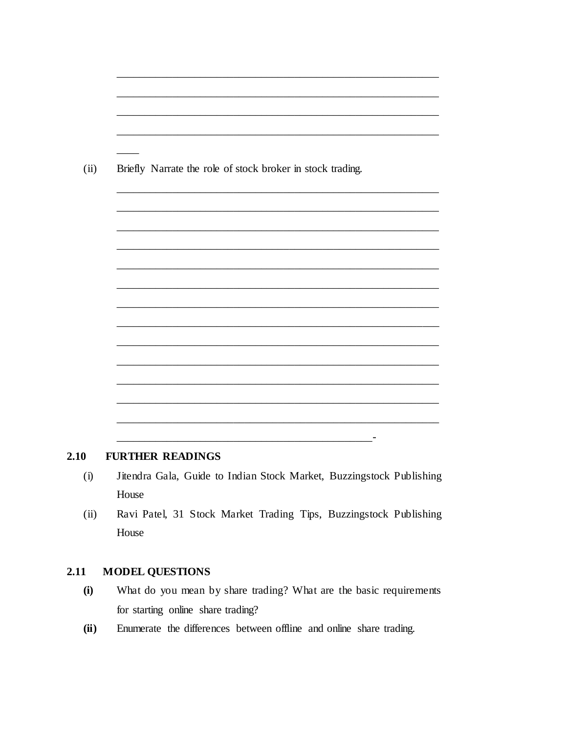________________________________________________________________

________________________________________________________________

________________________________________________________________

________________________________________________________________

____

(ii) Briefly Narrate the role of stock broker in stock trading.

________________________________________________________________

________________________________________________________________

________________________________________________________________

________________________________________________________________

________________________________________________________________

________________________________________________________________

________________________________________________________________

________________________________________________________________

________________________________________________________________

________________________________________________________________

________________________________________________________________

________________________________________________________________

________________________________________________________________

_______________________________________________-

## 2.10 FURTHER READINGS

(i) Jitendra Gala, Guide to Indian Stock Market, Buzzingstock Publishing House

(ii) Ravi Patel, 31 Stock Market Trading Tips, Buzzingstock Publishing House

## 2.11 MODEL QUESTIONS

**(i)** What do you mean by share trading? What are the basic requirements for starting online share trading?

**(ii)** Enumerate the differences between offline and online share trading.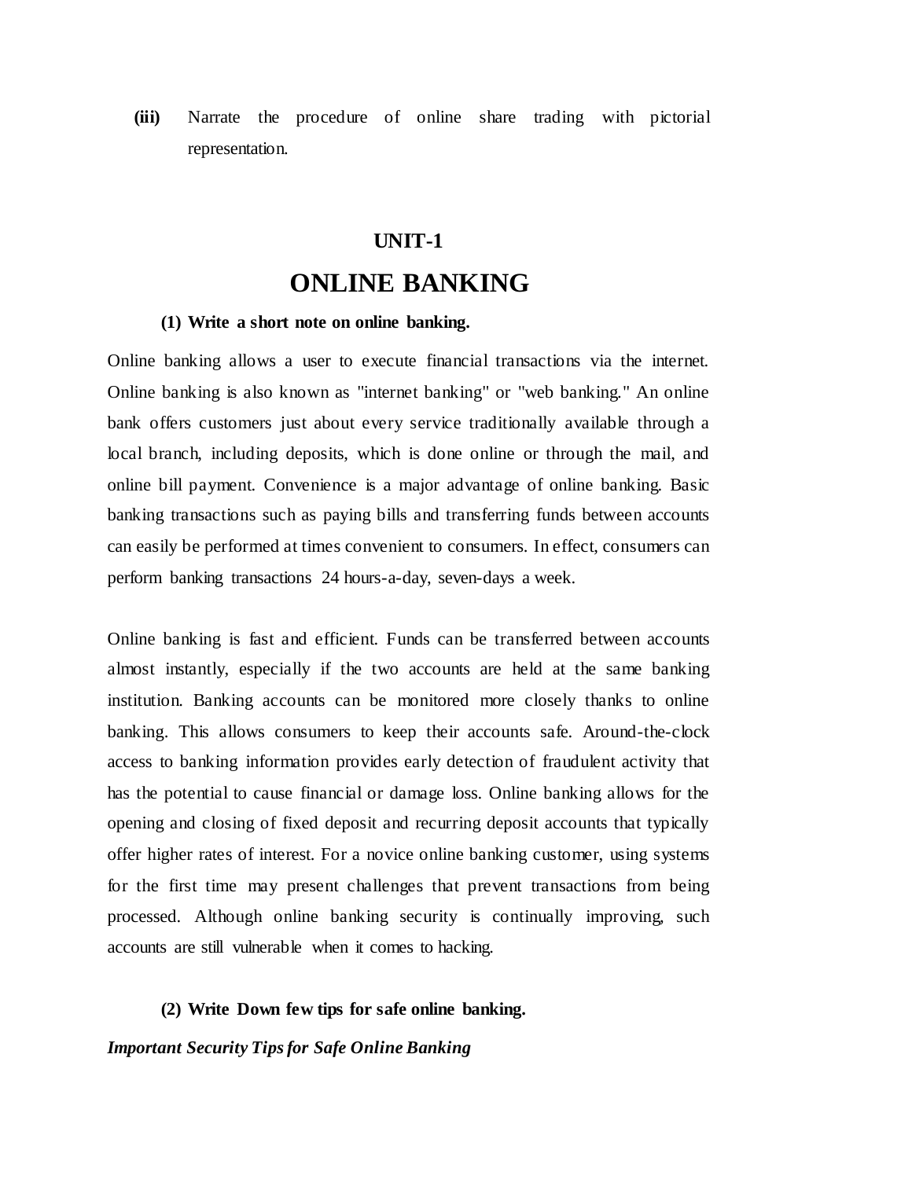**(iii)** Narrate the procedure of online share trading with pictorial representation.

## UNIT-1

# ONLINE BANKING

**(1) Write a short note on online banking.**

Online banking allows a user to execute financial transactions via the internet. Online banking is also known as "internet banking" or "web banking." An online bank offers customers just about every service traditionally available through a local branch, including deposits, which is done online or through the mail, and online bill payment. Convenience is a major advantage of online banking. Basic banking transactions such as paying bills and transferring funds between accounts can easily be performed at times convenient to consumers. In effect, consumers can perform banking transactions 24 hours-a-day, seven-days a week.

Online banking is fast and efficient. Funds can be transferred between accounts almost instantly, especially if the two accounts are held at the same banking institution. Banking accounts can be monitored more closely thanks to online banking. This allows consumers to keep their accounts safe. Around-the-clock access to banking information provides early detection of fraudulent activity that has the potential to cause financial or damage loss. Online banking allows for the opening and closing of fixed deposit and recurring deposit accounts that typically offer higher rates of interest. For a novice online banking customer, using systems for the first time may present challenges that prevent transactions from being processed. Although online banking security is continually improving, such accounts are still vulnerable when it comes to hacking.

**(2) Write Down few tips for safe online banking.**

***Important Security Tips for Safe Online Banking***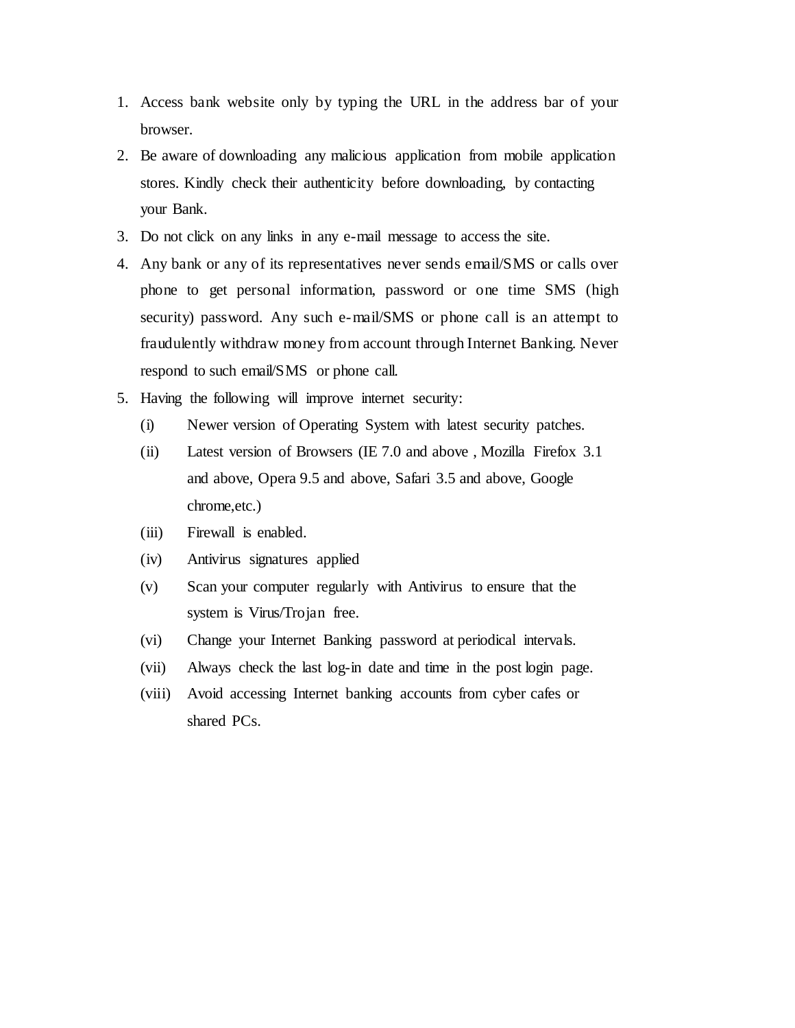1. Access bank website only by typing the URL in the address bar of your browser.
2. Be aware of downloading any malicious application from mobile application stores. Kindly check their authenticity before downloading, by contacting your Bank.
3. Do not click on any links in any e-mail message to access the site.
4. Any bank or any of its representatives never sends email/SMS or calls over phone to get personal information, password or one time SMS (high security) password. Any such e-mail/SMS or phone call is an attempt to fraudulently withdraw money from account through Internet Banking. Never respond to such email/SMS or phone call.
5. Having the following will improve internet security:
   - (i) Newer version of Operating System with latest security patches.
   - (ii) Latest version of Browsers (IE 7.0 and above , Mozilla Firefox 3.1 and above, Opera 9.5 and above, Safari 3.5 and above, Google chrome,etc.)
   - (iii) Firewall is enabled.
   - (iv) Antivirus signatures applied
   - (v) Scan your computer regularly with Antivirus to ensure that the system is Virus/Trojan free.
   - (vi) Change your Internet Banking password at periodical intervals.
   - (vii) Always check the last log-in date and time in the post login page.
   - (viii) Avoid accessing Internet banking accounts from cyber cafes or shared PCs.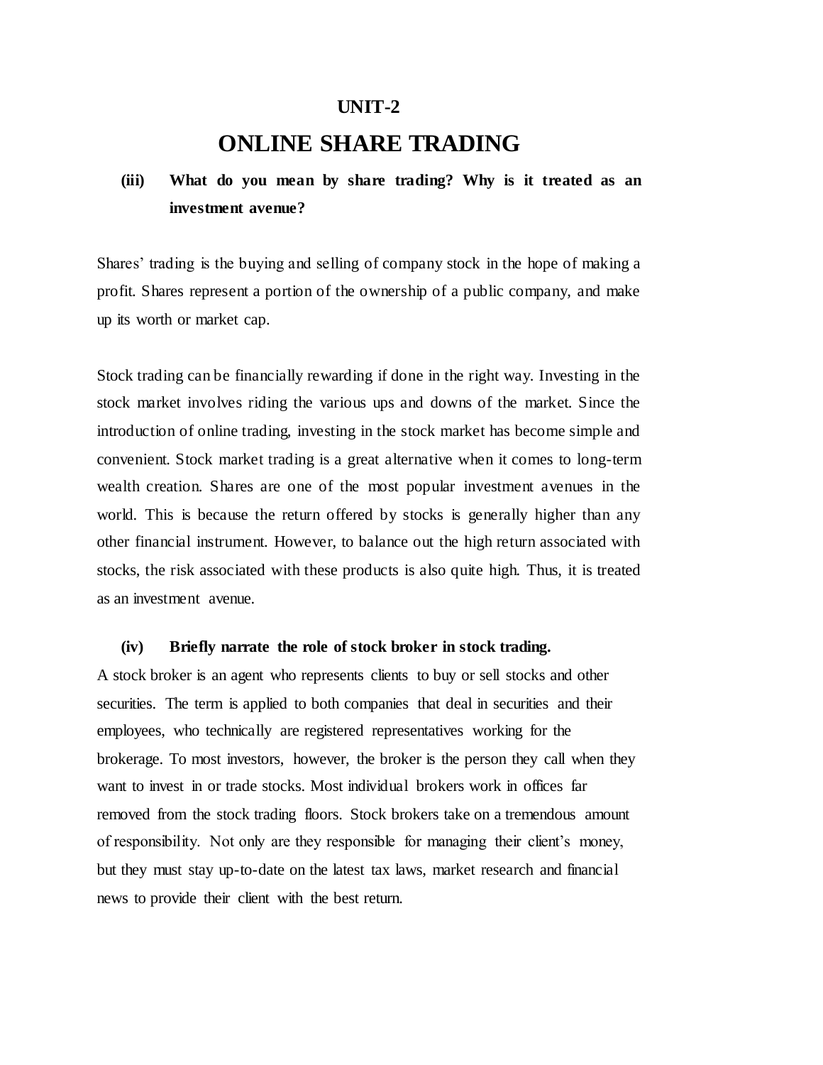# UNIT-2

# ONLINE SHARE TRADING

**(iii) What do you mean by share trading? Why is it treated as an investment avenue?**

Shares' trading is the buying and selling of company stock in the hope of making a profit. Shares represent a portion of the ownership of a public company, and make up its worth or market cap.

Stock trading can be financially rewarding if done in the right way. Investing in the stock market involves riding the various ups and downs of the market. Since the introduction of online trading, investing in the stock market has become simple and convenient. Stock market trading is a great alternative when it comes to long-term wealth creation. Shares are one of the most popular investment avenues in the world. This is because the return offered by stocks is generally higher than any other financial instrument. However, to balance out the high return associated with stocks, the risk associated with these products is also quite high. Thus, it is treated as an investment avenue.

**(iv) Briefly narrate the role of stock broker in stock trading.**

A stock broker is an agent who represents clients to buy or sell stocks and other securities. The term is applied to both companies that deal in securities and their employees, who technically are registered representatives working for the brokerage. To most investors, however, the broker is the person they call when they want to invest in or trade stocks. Most individual brokers work in offices far removed from the stock trading floors. Stock brokers take on a tremendous amount of responsibility. Not only are they responsible for managing their client's money, but they must stay up-to-date on the latest tax laws, market research and financial news to provide their client with the best return.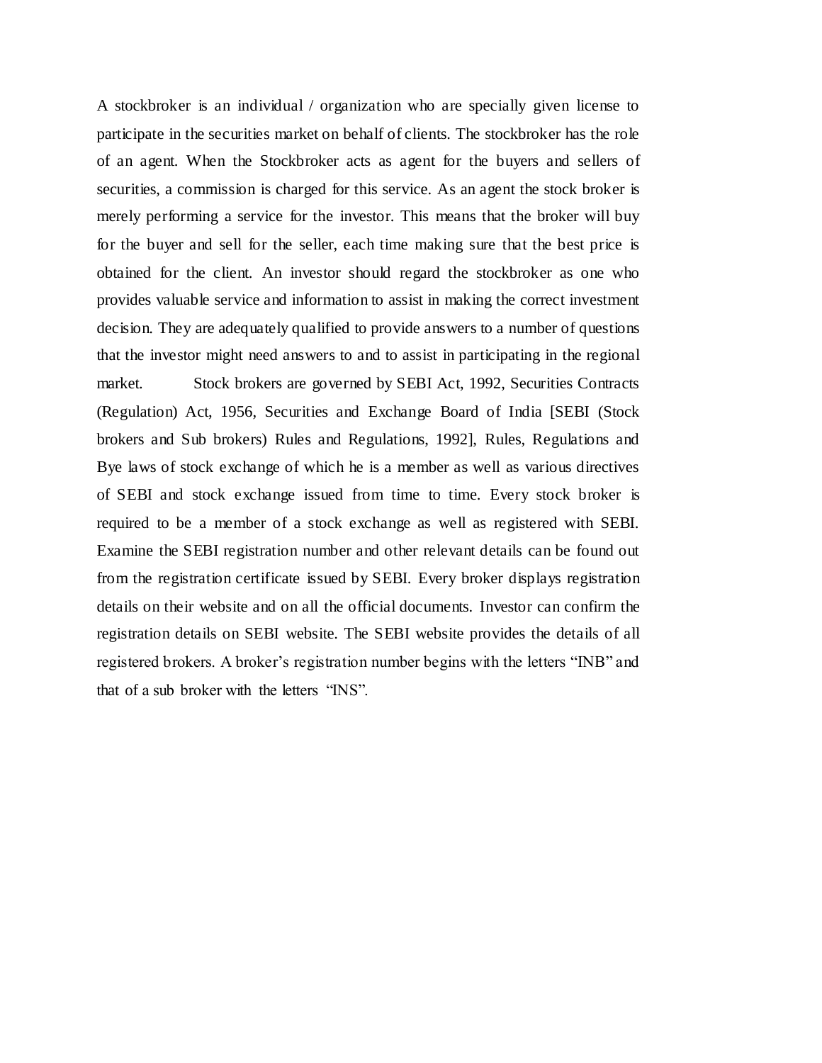A stockbroker is an individual / organization who are specially given license to participate in the securities market on behalf of clients. The stockbroker has the role of an agent. When the Stockbroker acts as agent for the buyers and sellers of securities, a commission is charged for this service. As an agent the stock broker is merely performing a service for the investor. This means that the broker will buy for the buyer and sell for the seller, each time making sure that the best price is obtained for the client. An investor should regard the stockbroker as one who provides valuable service and information to assist in making the correct investment decision. They are adequately qualified to provide answers to a number of questions that the investor might need answers to and to assist in participating in the regional market. Stock brokers are governed by SEBI Act, 1992, Securities Contracts (Regulation) Act, 1956, Securities and Exchange Board of India [SEBI (Stock brokers and Sub brokers) Rules and Regulations, 1992], Rules, Regulations and Bye laws of stock exchange of which he is a member as well as various directives of SEBI and stock exchange issued from time to time. Every stock broker is required to be a member of a stock exchange as well as registered with SEBI. Examine the SEBI registration number and other relevant details can be found out from the registration certificate issued by SEBI. Every broker displays registration details on their website and on all the official documents. Investor can confirm the registration details on SEBI website. The SEBI website provides the details of all registered brokers. A broker's registration number begins with the letters "INB" and that of a sub broker with the letters "INS".